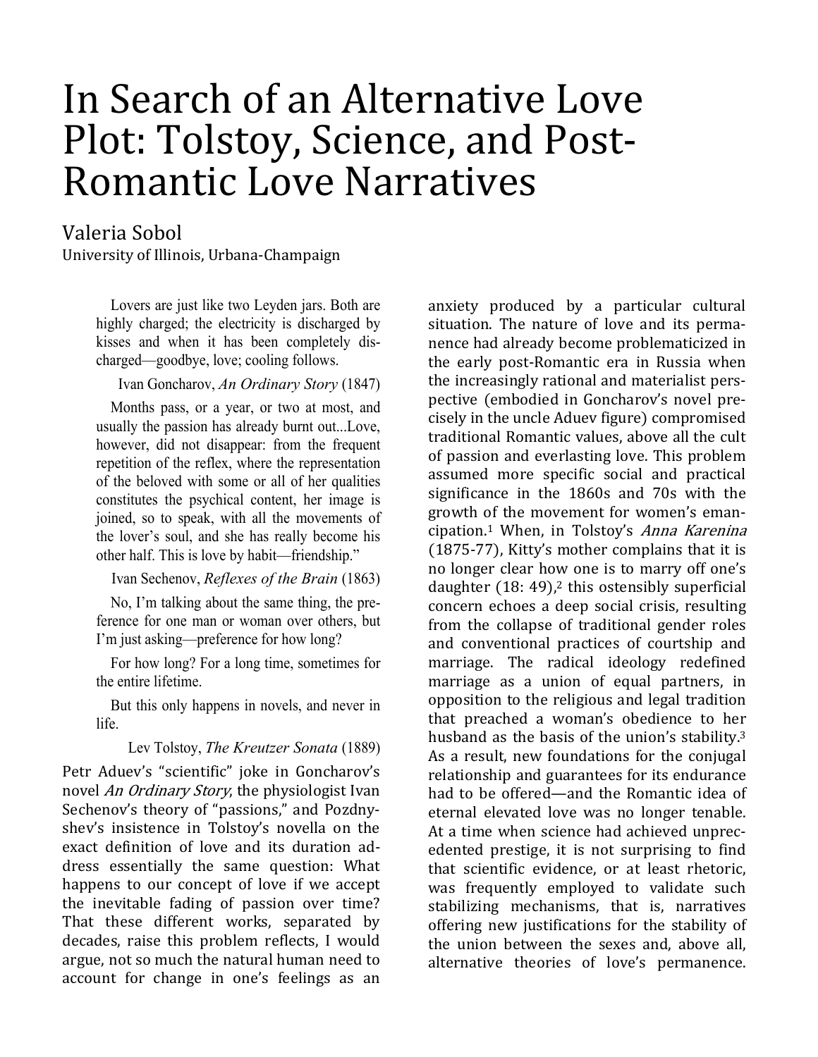# In Search of an Alternative Love Plot: Tolstoy, Science, and Post-Romantic Love Narratives

Valeria Sobol
University of Illinois, Urbana-Champaign

> Lovers are just like two Leyden jars. Both are highly charged; the electricity is discharged by kisses and when it has been completely discharged—goodbye, love; cooling follows.
>
> Ivan Goncharov, *An Ordinary Story* (1847)

> Months pass, or a year, or two at most, and usually the passion has already burnt out...Love, however, did not disappear: from the frequent repetition of the reflex, where the representation of the beloved with some or all of her qualities constitutes the psychical content, her image is joined, so to speak, with all the movements of the lover's soul, and she has really become his other half. This is love by habit—friendship."
>
> Ivan Sechenov, *Reflexes of the Brain* (1863)

> No, I'm talking about the same thing, the preference for one man or woman over others, but I'm just asking—preference for how long?
>
> For how long? For a long time, sometimes for the entire lifetime.
>
> But this only happens in novels, and never in life.
>
> Lev Tolstoy, *The Kreutzer Sonata* (1889)

Petr Aduev's "scientific" joke in Goncharov's novel *An Ordinary Story*, the physiologist Ivan Sechenov's theory of "passions," and Pozdnyshev's insistence in Tolstoy's novella on the exact definition of love and its duration address essentially the same question: What happens to our concept of love if we accept the inevitable fading of passion over time? That these different works, separated by decades, raise this problem reflects, I would argue, not so much the natural human need to account for change in one's feelings as an anxiety produced by a particular cultural situation. The nature of love and its permanence had already become problematicized in the early post-Romantic era in Russia when the increasingly rational and materialist perspective (embodied in Goncharov's novel precisely in the uncle Aduev figure) compromised traditional Romantic values, above all the cult of passion and everlasting love. This problem assumed more specific social and practical significance in the 1860s and 70s with the growth of the movement for women's emancipation.[1] When, in Tolstoy's *Anna Karenina* (1875-77), Kitty's mother complains that it is no longer clear how one is to marry off one's daughter (18: 49),[2] this ostensibly superficial concern echoes a deep social crisis, resulting from the collapse of traditional gender roles and conventional practices of courtship and marriage. The radical ideology redefined marriage as a union of equal partners, in opposition to the religious and legal tradition that preached a woman's obedience to her husband as the basis of the union's stability.[3] As a result, new foundations for the conjugal relationship and guarantees for its endurance had to be offered—and the Romantic idea of eternal elevated love was no longer tenable. At a time when science had achieved unprecedented prestige, it is not surprising to find that scientific evidence, or at least rhetoric, was frequently employed to validate such stabilizing mechanisms, that is, narratives offering new justifications for the stability of the union between the sexes and, above all, alternative theories of love's permanence.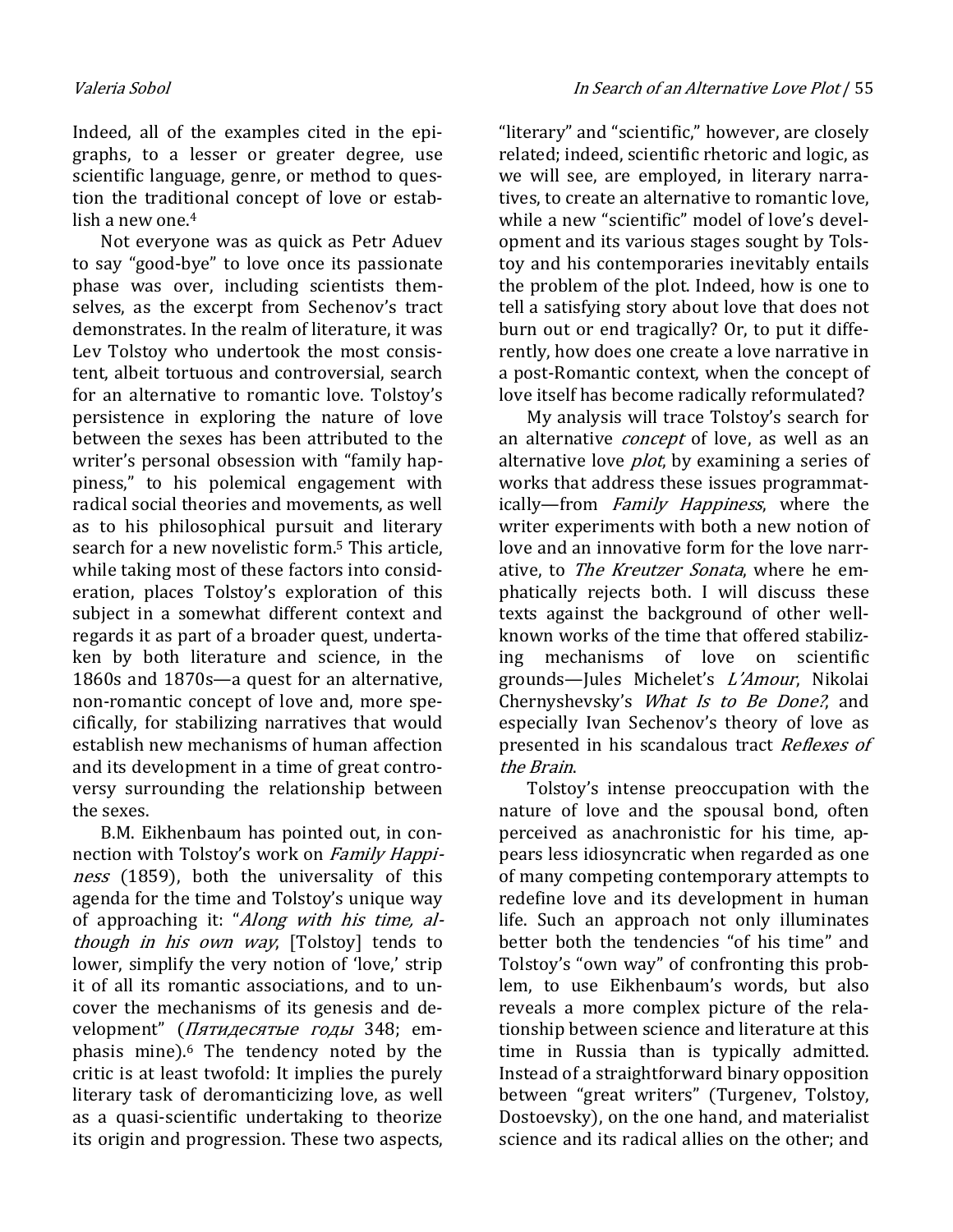Indeed, all of the examples cited in the epigraphs, to a lesser or greater degree, use scientific language, genre, or method to question the traditional concept of love or establish a new one.[4]

Not everyone was as quick as Petr Aduev to say "good-bye" to love once its passionate phase was over, including scientists themselves, as the excerpt from Sechenov's tract demonstrates. In the realm of literature, it was Lev Tolstoy who undertook the most consistent, albeit tortuous and controversial, search for an alternative to romantic love. Tolstoy's persistence in exploring the nature of love between the sexes has been attributed to the writer's personal obsession with "family happiness," to his polemical engagement with radical social theories and movements, as well as to his philosophical pursuit and literary search for a new novelistic form.[5] This article, while taking most of these factors into consideration, places Tolstoy's exploration of this subject in a somewhat different context and regards it as part of a broader quest, undertaken by both literature and science, in the 1860s and 1870s—a quest for an alternative, non-romantic concept of love and, more specifically, for stabilizing narratives that would establish new mechanisms of human affection and its development in a time of great controversy surrounding the relationship between the sexes.

B.M. Eikhenbaum has pointed out, in connection with Tolstoy's work on *Family Happiness* (1859), both the universality of this agenda for the time and Tolstoy's unique way of approaching it: "*Along with his time, although in his own way*, [Tolstoy] tends to lower, simplify the very notion of 'love,' strip it of all its romantic associations, and to uncover the mechanisms of its genesis and development" (*Пятидесятые годы* 348; emphasis mine).[6] The tendency noted by the critic is at least twofold: It implies the purely literary task of deromanticizing love, as well as a quasi-scientific undertaking to theorize its origin and progression. These two aspects, "literary" and "scientific," however, are closely related; indeed, scientific rhetoric and logic, as we will see, are employed, in literary narratives, to create an alternative to romantic love, while a new "scientific" model of love's development and its various stages sought by Tolstoy and his contemporaries inevitably entails the problem of the plot. Indeed, how is one to tell a satisfying story about love that does not burn out or end tragically? Or, to put it differently, how does one create a love narrative in a post-Romantic context, when the concept of love itself has become radically reformulated?

My analysis will trace Tolstoy's search for an alternative *concept* of love, as well as an alternative love *plot*, by examining a series of works that address these issues programmatically—from *Family Happiness*, where the writer experiments with both a new notion of love and an innovative form for the love narrative, to *The Kreutzer Sonata*, where he emphatically rejects both. I will discuss these texts against the background of other well-known works of the time that offered stabilizing mechanisms of love on scientific grounds—Jules Michelet's *L'Amour*, Nikolai Chernyshevsky's *What Is to Be Done?*, and especially Ivan Sechenov's theory of love as presented in his scandalous tract *Reflexes of the Brain*.

Tolstoy's intense preoccupation with the nature of love and the spousal bond, often perceived as anachronistic for his time, appears less idiosyncratic when regarded as one of many competing contemporary attempts to redefine love and its development in human life. Such an approach not only illuminates better both the tendencies "of his time" and Tolstoy's "own way" of confronting this problem, to use Eikhenbaum's words, but also reveals a more complex picture of the relationship between science and literature at this time in Russia than is typically admitted. Instead of a straightforward binary opposition between "great writers" (Turgenev, Tolstoy, Dostoevsky), on the one hand, and materialist science and its radical allies on the other; and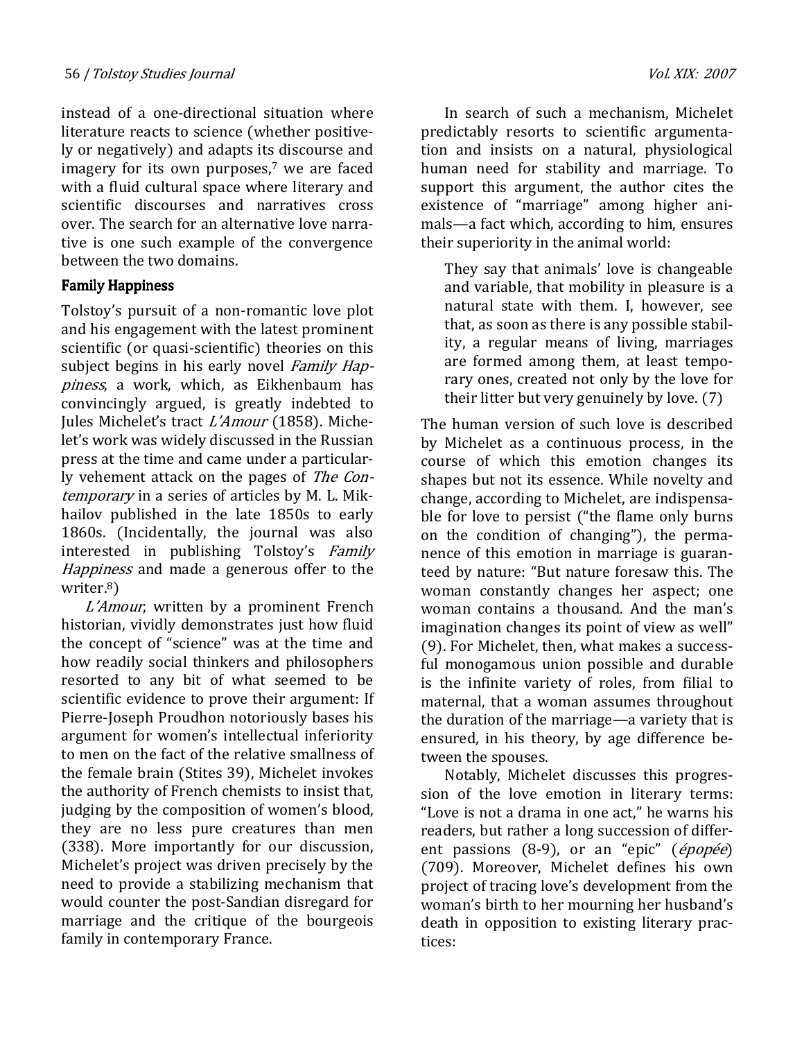instead of a one-directional situation where literature reacts to science (whether positively or negatively) and adapts its discourse and imagery for its own purposes,[7] we are faced with a fluid cultural space where literary and scientific discourses and narratives cross over. The search for an alternative love narrative is one such example of the convergence between the two domains.

## Family Happiness

Tolstoy's pursuit of a non-romantic love plot and his engagement with the latest prominent scientific (or quasi-scientific) theories on this subject begins in his early novel *Family Happiness*, a work, which, as Eikhenbaum has convincingly argued, is greatly indebted to Jules Michelet's tract *L'Amour* (1858). Michelet's work was widely discussed in the Russian press at the time and came under a particularly vehement attack on the pages of *The Contemporary* in a series of articles by M. L. Mikhailov published in the late 1850s to early 1860s. (Incidentally, the journal was also interested in publishing Tolstoy's *Family Happiness* and made a generous offer to the writer.[8])

*L'Amour*, written by a prominent French historian, vividly demonstrates just how fluid the concept of "science" was at the time and how readily social thinkers and philosophers resorted to any bit of what seemed to be scientific evidence to prove their argument: If Pierre-Joseph Proudhon notoriously bases his argument for women's intellectual inferiority to men on the fact of the relative smallness of the female brain (Stites 39), Michelet invokes the authority of French chemists to insist that, judging by the composition of women's blood, they are no less pure creatures than men (338). More importantly for our discussion, Michelet's project was driven precisely by the need to provide a stabilizing mechanism that would counter the post-Sandian disregard for marriage and the critique of the bourgeois family in contemporary France.

In search of such a mechanism, Michelet predictably resorts to scientific argumentation and insists on a natural, physiological human need for stability and marriage. To support this argument, the author cites the existence of "marriage" among higher animals—a fact which, according to him, ensures their superiority in the animal world:

> They say that animals' love is changeable and variable, that mobility in pleasure is a natural state with them. I, however, see that, as soon as there is any possible stability, a regular means of living, marriages are formed among them, at least temporary ones, created not only by the love for their litter but very genuinely by love. (7)

The human version of such love is described by Michelet as a continuous process, in the course of which this emotion changes its shapes but not its essence. While novelty and change, according to Michelet, are indispensable for love to persist ("the flame only burns on the condition of changing"), the permanence of this emotion in marriage is guaranteed by nature: "But nature foresaw this. The woman constantly changes her aspect; one woman contains a thousand. And the man's imagination changes its point of view as well" (9). For Michelet, then, what makes a successful monogamous union possible and durable is the infinite variety of roles, from filial to maternal, that a woman assumes throughout the duration of the marriage—a variety that is ensured, in his theory, by age difference between the spouses.

Notably, Michelet discusses this progression of the love emotion in literary terms: "Love is not a drama in one act," he warns his readers, but rather a long succession of different passions (8-9), or an "epic" (*épopée*) (709). Moreover, Michelet defines his own project of tracing love's development from the woman's birth to her mourning her husband's death in opposition to existing literary practices: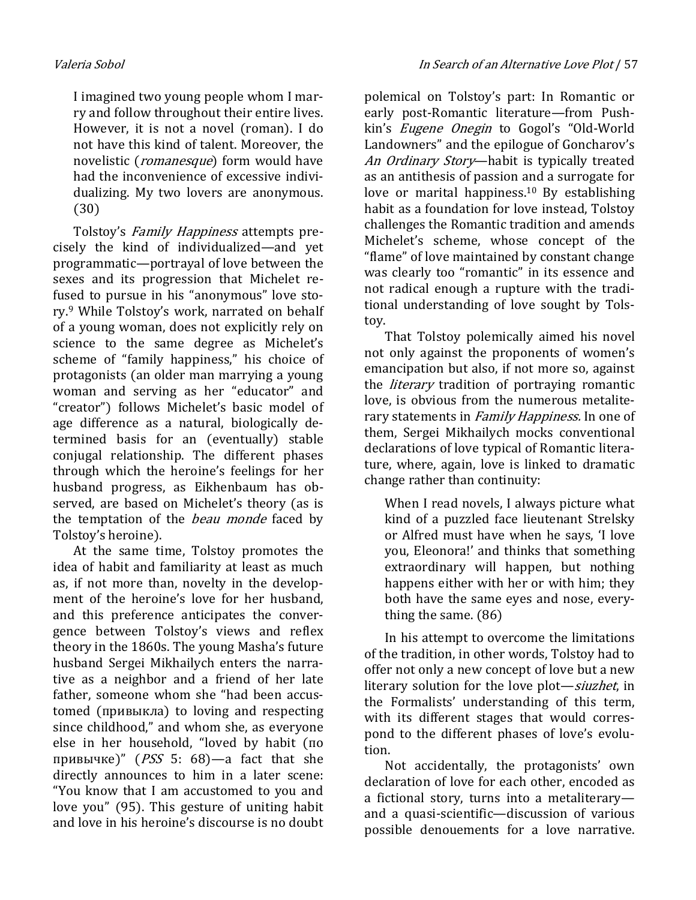> I imagined two young people whom I marry and follow throughout their entire lives. However, it is not a novel (roman). I do not have this kind of talent. Moreover, the novelistic (*romanesque*) form would have had the inconvenience of excessive individualizing. My two lovers are anonymous. (30)

Tolstoy's *Family Happiness* attempts precisely the kind of individualized—and yet programmatic—portrayal of love between the sexes and its progression that Michelet refused to pursue in his "anonymous" love story.[9] While Tolstoy's work, narrated on behalf of a young woman, does not explicitly rely on science to the same degree as Michelet's scheme of "family happiness," his choice of protagonists (an older man marrying a young woman and serving as her "educator" and "creator") follows Michelet's basic model of age difference as a natural, biologically determined basis for an (eventually) stable conjugal relationship. The different phases through which the heroine's feelings for her husband progress, as Eikhenbaum has observed, are based on Michelet's theory (as is the temptation of the *beau monde* faced by Tolstoy's heroine).

At the same time, Tolstoy promotes the idea of habit and familiarity at least as much as, if not more than, novelty in the development of the heroine's love for her husband, and this preference anticipates the convergence between Tolstoy's views and reflex theory in the 1860s. The young Masha's future husband Sergei Mikhailych enters the narrative as a neighbor and a friend of her late father, someone whom she "had been accustomed (привыкла) to loving and respecting since childhood," and whom she, as everyone else in her household, "loved by habit (по привычке)" (*PSS* 5: 68)—a fact that she directly announces to him in a later scene: "You know that I am accustomed to you and love you" (95). This gesture of uniting habit and love in his heroine's discourse is no doubt polemical on Tolstoy's part: In Romantic or early post-Romantic literature—from Pushkin's *Eugene Onegin* to Gogol's "Old-World Landowners" and the epilogue of Goncharov's *An Ordinary Story*—habit is typically treated as an antithesis of passion and a surrogate for love or marital happiness.[10] By establishing habit as a foundation for love instead, Tolstoy challenges the Romantic tradition and amends Michelet's scheme, whose concept of the "flame" of love maintained by constant change was clearly too "romantic" in its essence and not radical enough a rupture with the traditional understanding of love sought by Tolstoy.

That Tolstoy polemically aimed his novel not only against the proponents of women's emancipation but also, if not more so, against the *literary* tradition of portraying romantic love, is obvious from the numerous metaliterary statements in *Family Happiness.* In one of them, Sergei Mikhailych mocks conventional declarations of love typical of Romantic literature, where, again, love is linked to dramatic change rather than continuity:

> When I read novels, I always picture what kind of a puzzled face lieutenant Strelsky or Alfred must have when he says, 'I love you, Eleonora!' and thinks that something extraordinary will happen, but nothing happens either with her or with him; they both have the same eyes and nose, everything the same. (86)

In his attempt to overcome the limitations of the tradition, in other words, Tolstoy had to offer not only a new concept of love but a new literary solution for the love plot—*siuzhet*, in the Formalists' understanding of this term, with its different stages that would correspond to the different phases of love's evolution.

Not accidentally, the protagonists' own declaration of love for each other, encoded as a fictional story, turns into a metaliterary—and a quasi-scientific—discussion of various possible denouements for a love narrative.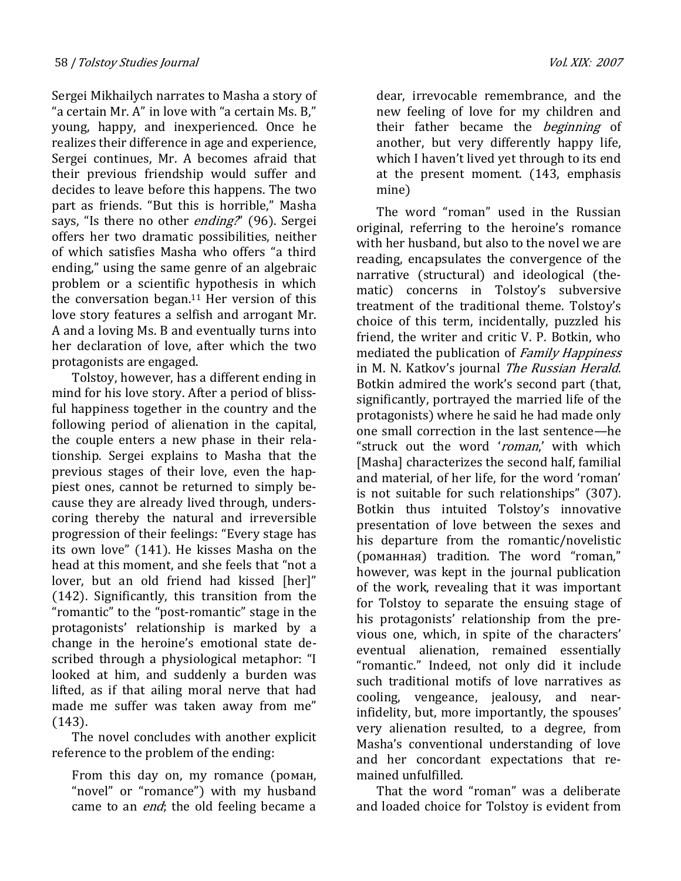Sergei Mikhailych narrates to Masha a story of "a certain Mr. A" in love with "a certain Ms. B," young, happy, and inexperienced. Once he realizes their difference in age and experience, Sergei continues, Mr. A becomes afraid that their previous friendship would suffer and decides to leave before this happens. The two part as friends. "But this is horrible," Masha says, "Is there no other *ending?*" (96). Sergei offers her two dramatic possibilities, neither of which satisfies Masha who offers "a third ending," using the same genre of an algebraic problem or a scientific hypothesis in which the conversation began.[11] Her version of this love story features a selfish and arrogant Mr. A and a loving Ms. B and eventually turns into her declaration of love, after which the two protagonists are engaged.

Tolstoy, however, has a different ending in mind for his love story. After a period of blissful happiness together in the country and the following period of alienation in the capital, the couple enters a new phase in their relationship. Sergei explains to Masha that the previous stages of their love, even the happiest ones, cannot be returned to simply because they are already lived through, underscoring thereby the natural and irreversible progression of their feelings: "Every stage has its own love" (141). He kisses Masha on the head at this moment, and she feels that "not a lover, but an old friend had kissed [her]" (142). Significantly, this transition from the "romantic" to the "post-romantic" stage in the protagonists' relationship is marked by a change in the heroine's emotional state described through a physiological metaphor: "I looked at him, and suddenly a burden was lifted, as if that ailing moral nerve that had made me suffer was taken away from me" (143).

The novel concludes with another explicit reference to the problem of the ending:

> From this day on, my romance (роман, "novel" or "romance") with my husband came to an *end*; the old feeling became a dear, irrevocable remembrance, and the new feeling of love for my children and their father became the *beginning* of another, but very differently happy life, which I haven't lived yet through to its end at the present moment. (143, emphasis mine)

The word "roman" used in the Russian original, referring to the heroine's romance with her husband, but also to the novel we are reading, encapsulates the convergence of the narrative (structural) and ideological (thematic) concerns in Tolstoy's subversive treatment of the traditional theme. Tolstoy's choice of this term, incidentally, puzzled his friend, the writer and critic V. P. Botkin, who mediated the publication of *Family Happiness* in M. N. Katkov's journal *The Russian Herald*. Botkin admired the work's second part (that, significantly, portrayed the married life of the protagonists) where he said he had made only one small correction in the last sentence—he "struck out the word '*roman*,' with which [Masha] characterizes the second half, familial and material, of her life, for the word 'roman' is not suitable for such relationships" (307). Botkin thus intuited Tolstoy's innovative presentation of love between the sexes and his departure from the romantic/novelistic (романная) tradition. The word "roman," however, was kept in the journal publication of the work, revealing that it was important for Tolstoy to separate the ensuing stage of his protagonists' relationship from the previous one, which, in spite of the characters' eventual alienation, remained essentially "romantic." Indeed, not only did it include such traditional motifs of love narratives as cooling, vengeance, jealousy, and near-infidelity, but, more importantly, the spouses' very alienation resulted, to a degree, from Masha's conventional understanding of love and her concordant expectations that remained unfulfilled.

That the word "roman" was a deliberate and loaded choice for Tolstoy is evident from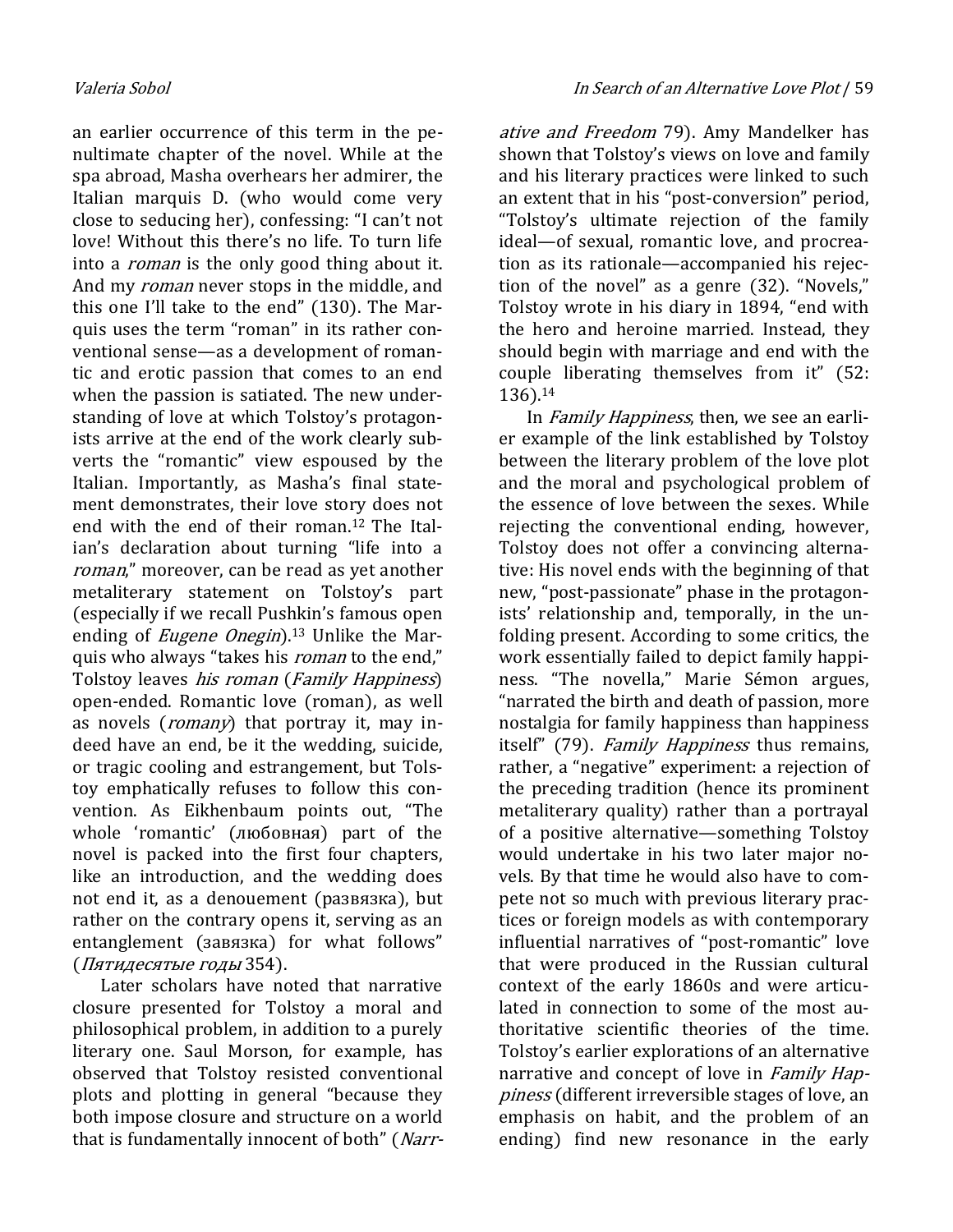an earlier occurrence of this term in the penultimate chapter of the novel. While at the spa abroad, Masha overhears her admirer, the Italian marquis D. (who would come very close to seducing her), confessing: "I can't not love! Without this there's no life. To turn life into a *roman* is the only good thing about it. And my *roman* never stops in the middle, and this one I'll take to the end" (130). The Marquis uses the term "roman" in its rather conventional sense—as a development of romantic and erotic passion that comes to an end when the passion is satiated. The new understanding of love at which Tolstoy's protagonists arrive at the end of the work clearly subverts the "romantic" view espoused by the Italian. Importantly, as Masha's final statement demonstrates, their love story does not end with the end of their roman.[12] The Italian's declaration about turning "life into a *roman*," moreover, can be read as yet another metaliterary statement on Tolstoy's part (especially if we recall Pushkin's famous open ending of *Eugene Onegin*).[13] Unlike the Marquis who always "takes his *roman* to the end," Tolstoy leaves *his roman* (*Family Happiness*) open-ended. Romantic love (roman), as well as novels (*romany*) that portray it, may indeed have an end, be it the wedding, suicide, or tragic cooling and estrangement, but Tolstoy emphatically refuses to follow this convention. As Eikhenbaum points out, "The whole 'romantic' (любовная) part of the novel is packed into the first four chapters, like an introduction, and the wedding does not end it, as a denouement (развязка), but rather on the contrary opens it, serving as an entanglement (завязка) for what follows" (*Пятидесятые годы* 354).

Later scholars have noted that narrative closure presented for Tolstoy a moral and philosophical problem, in addition to a purely literary one. Saul Morson, for example, has observed that Tolstoy resisted conventional plots and plotting in general "because they both impose closure and structure on a world that is fundamentally innocent of both" (*Narrative and Freedom* 79). Amy Mandelker has shown that Tolstoy's views on love and family and his literary practices were linked to such an extent that in his "post-conversion" period, "Tolstoy's ultimate rejection of the family ideal—of sexual, romantic love, and procreation as its rationale—accompanied his rejection of the novel" as a genre (32). "Novels," Tolstoy wrote in his diary in 1894, "end with the hero and heroine married. Instead, they should begin with marriage and end with the couple liberating themselves from it" (52: 136).[14]

In *Family Happiness*, then, we see an earlier example of the link established by Tolstoy between the literary problem of the love plot and the moral and psychological problem of the essence of love between the sexes. While rejecting the conventional ending, however, Tolstoy does not offer a convincing alternative: His novel ends with the beginning of that new, "post-passionate" phase in the protagonists' relationship and, temporally, in the unfolding present. According to some critics, the work essentially failed to depict family happiness. "The novella," Marie Sémon argues, "narrated the birth and death of passion, more nostalgia for family happiness than happiness itself" (79). *Family Happiness* thus remains, rather, a "negative" experiment: a rejection of the preceding tradition (hence its prominent metaliterary quality) rather than a portrayal of a positive alternative—something Tolstoy would undertake in his two later major novels. By that time he would also have to compete not so much with previous literary practices or foreign models as with contemporary influential narratives of "post-romantic" love that were produced in the Russian cultural context of the early 1860s and were articulated in connection to some of the most authoritative scientific theories of the time. Tolstoy's earlier explorations of an alternative narrative and concept of love in *Family Happiness* (different irreversible stages of love, an emphasis on habit, and the problem of an ending) find new resonance in the early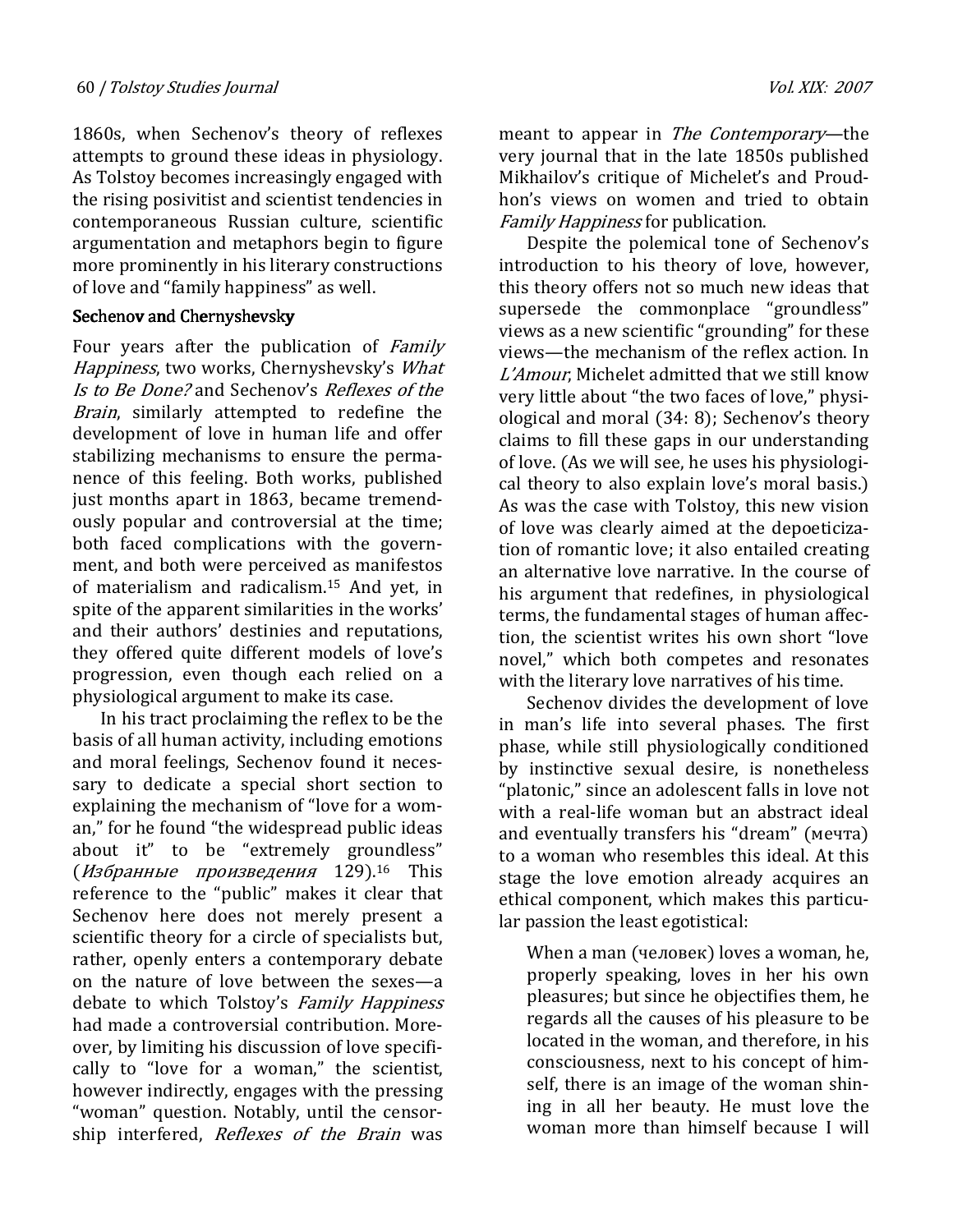1860s, when Sechenov's theory of reflexes attempts to ground these ideas in physiology. As Tolstoy becomes increasingly engaged with the rising posivitist and scientist tendencies in contemporaneous Russian culture, scientific argumentation and metaphors begin to figure more prominently in his literary constructions of love and "family happiness" as well.

## Sechenov and Chernyshevsky

Four years after the publication of *Family Happiness*, two works, Chernyshevsky's *What Is to Be Done?* and Sechenov's *Reflexes of the Brain*, similarly attempted to redefine the development of love in human life and offer stabilizing mechanisms to ensure the permanence of this feeling. Both works, published just months apart in 1863, became tremendously popular and controversial at the time; both faced complications with the government, and both were perceived as manifestos of materialism and radicalism.[15] And yet, in spite of the apparent similarities in the works' and their authors' destinies and reputations, they offered quite different models of love's progression, even though each relied on a physiological argument to make its case.

In his tract proclaiming the reflex to be the basis of all human activity, including emotions and moral feelings, Sechenov found it necessary to dedicate a special short section to explaining the mechanism of "love for a woman," for he found "the widespread public ideas about it" to be "extremely groundless" (*Избранные произведения* 129).[16] This reference to the "public" makes it clear that Sechenov here does not merely present a scientific theory for a circle of specialists but, rather, openly enters a contemporary debate on the nature of love between the sexes—a debate to which Tolstoy's *Family Happiness* had made a controversial contribution. Moreover, by limiting his discussion of love specifically to "love for a woman," the scientist, however indirectly, engages with the pressing "woman" question. Notably, until the censorship interfered, *Reflexes of the Brain* was meant to appear in *The Contemporary*—the very journal that in the late 1850s published Mikhailov's critique of Michelet's and Proudhon's views on women and tried to obtain *Family Happiness* for publication.

Despite the polemical tone of Sechenov's introduction to his theory of love, however, this theory offers not so much new ideas that supersede the commonplace "groundless" views as a new scientific "grounding" for these views—the mechanism of the reflex action. In *L'Amour*, Michelet admitted that we still know very little about "the two faces of love," physiological and moral (34: 8); Sechenov's theory claims to fill these gaps in our understanding of love. (As we will see, he uses his physiological theory to also explain love's moral basis.) As was the case with Tolstoy, this new vision of love was clearly aimed at the depoeticization of romantic love; it also entailed creating an alternative love narrative. In the course of his argument that redefines, in physiological terms, the fundamental stages of human affection, the scientist writes his own short "love novel," which both competes and resonates with the literary love narratives of his time.

Sechenov divides the development of love in man's life into several phases. The first phase, while still physiologically conditioned by instinctive sexual desire, is nonetheless "platonic," since an adolescent falls in love not with a real-life woman but an abstract ideal and eventually transfers his "dream" (мечта) to a woman who resembles this ideal. At this stage the love emotion already acquires an ethical component, which makes this particular passion the least egotistical:

> When a man (человек) loves a woman, he, properly speaking, loves in her his own pleasures; but since he objectifies them, he regards all the causes of his pleasure to be located in the woman, and therefore, in his consciousness, next to his concept of himself, there is an image of the woman shining in all her beauty. He must love the woman more than himself because I will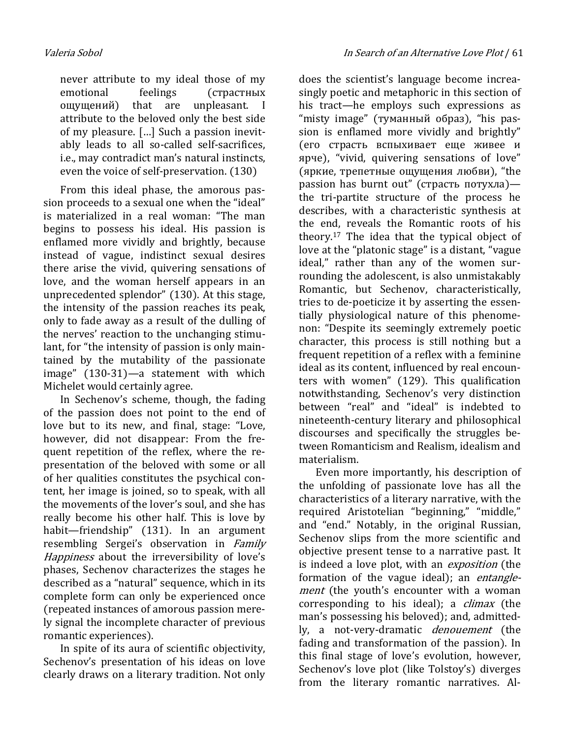never attribute to my ideal those of my emotional feelings (страстных ощущений) that are unpleasant. I attribute to the beloved only the best side of my pleasure. […] Such a passion inevitably leads to all so-called self-sacrifices, i.e., may contradict man's natural instincts, even the voice of self-preservation. (130)

From this ideal phase, the amorous passion proceeds to a sexual one when the "ideal" is materialized in a real woman: "The man begins to possess his ideal. His passion is enflamed more vividly and brightly, because instead of vague, indistinct sexual desires there arise the vivid, quivering sensations of love, and the woman herself appears in an unprecedented splendor" (130). At this stage, the intensity of the passion reaches its peak, only to fade away as a result of the dulling of the nerves' reaction to the unchanging stimulant, for "the intensity of passion is only maintained by the mutability of the passionate image" (130-31)—a statement with which Michelet would certainly agree.

In Sechenov's scheme, though, the fading of the passion does not point to the end of love but to its new, and final, stage: "Love, however, did not disappear: From the frequent repetition of the reflex, where the representation of the beloved with some or all of her qualities constitutes the psychical content, her image is joined, so to speak, with all the movements of the lover's soul, and she has really become his other half. This is love by habit—friendship" (131). In an argument resembling Sergei's observation in *Family Happiness* about the irreversibility of love's phases, Sechenov characterizes the stages he described as a "natural" sequence, which in its complete form can only be experienced once (repeated instances of amorous passion merely signal the incomplete character of previous romantic experiences).

In spite of its aura of scientific objectivity, Sechenov's presentation of his ideas on love clearly draws on a literary tradition. Not only does the scientist's language become increasingly poetic and metaphoric in this section of his tract—he employs such expressions as "misty image" (туманный образ), "his passion is enflamed more vividly and brightly" (его страсть вспыхивает еще живее и ярче), "vivid, quivering sensations of love" (яркие, трепетные ощущения любви), "the passion has burnt out" (страсть потухла)—the tri-partite structure of the process he describes, with a characteristic synthesis at the end, reveals the Romantic roots of his theory.[17] The idea that the typical object of love at the "platonic stage" is a distant, "vague ideal," rather than any of the women surrounding the adolescent, is also unmistakably Romantic, but Sechenov, characteristically, tries to de-poeticize it by asserting the essentially physiological nature of this phenomenon: "Despite its seemingly extremely poetic character, this process is still nothing but a frequent repetition of a reflex with a feminine ideal as its content, influenced by real encounters with women" (129). This qualification notwithstanding, Sechenov's very distinction between "real" and "ideal" is indebted to nineteenth-century literary and philosophical discourses and specifically the struggles between Romanticism and Realism, idealism and materialism.

Even more importantly, his description of the unfolding of passionate love has all the characteristics of a literary narrative, with the required Aristotelian "beginning," "middle," and "end." Notably, in the original Russian, Sechenov slips from the more scientific and objective present tense to a narrative past. It is indeed a love plot, with an *exposition* (the formation of the vague ideal); an *entanglement* (the youth's encounter with a woman corresponding to his ideal); a *climax* (the man's possessing his beloved); and, admittedly, a not-very-dramatic *denouement* (the fading and transformation of the passion). In this final stage of love's evolution, however, Sechenov's love plot (like Tolstoy's) diverges from the literary romantic narratives. Al-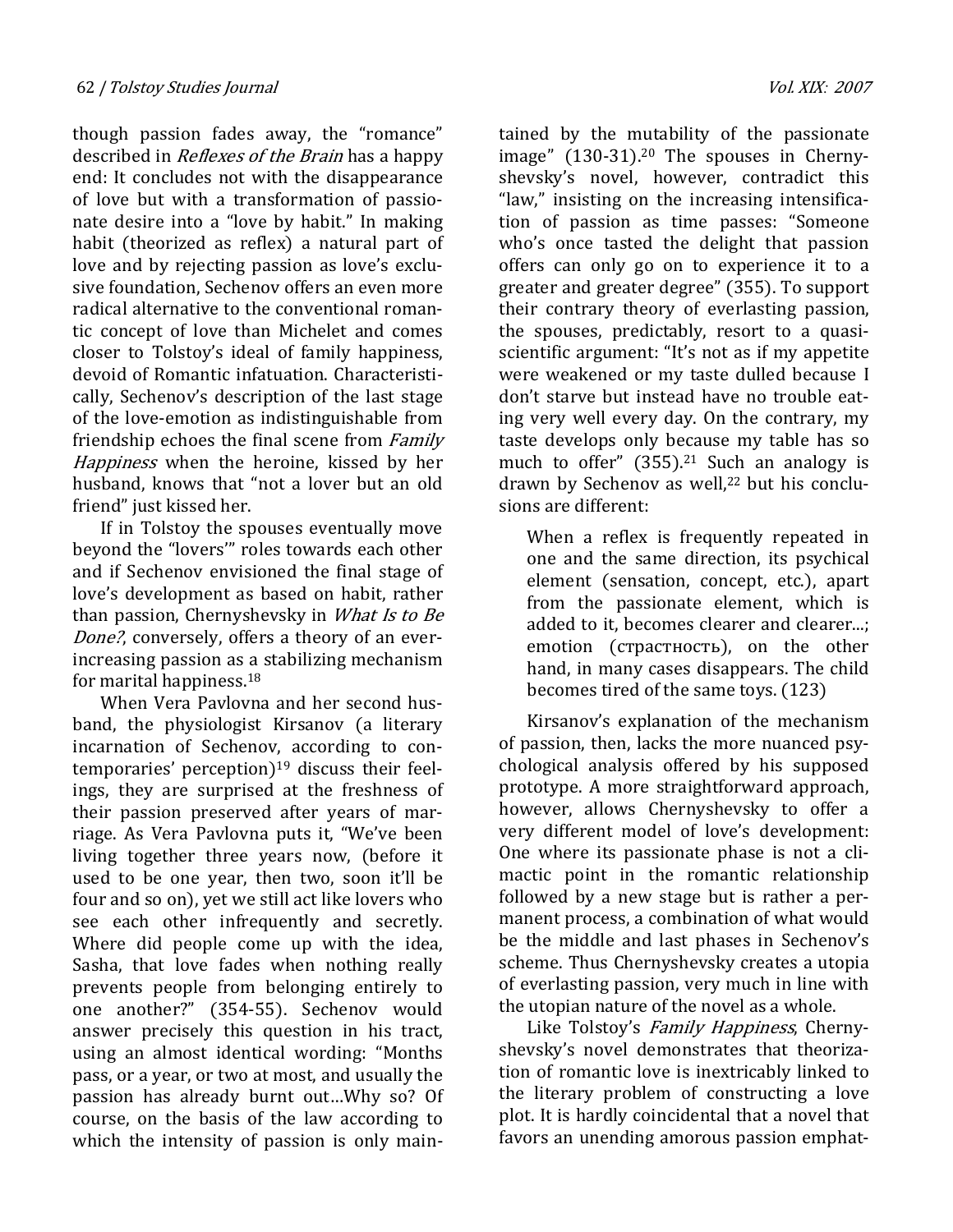though passion fades away, the "romance" described in *Reflexes of the Brain* has a happy end: It concludes not with the disappearance of love but with a transformation of passionate desire into a "love by habit." In making habit (theorized as reflex) a natural part of love and by rejecting passion as love's exclusive foundation, Sechenov offers an even more radical alternative to the conventional romantic concept of love than Michelet and comes closer to Tolstoy's ideal of family happiness, devoid of Romantic infatuation. Characteristically, Sechenov's description of the last stage of the love-emotion as indistinguishable from friendship echoes the final scene from *Family Happiness* when the heroine, kissed by her husband, knows that "not a lover but an old friend" just kissed her.

If in Tolstoy the spouses eventually move beyond the "lovers'" roles towards each other and if Sechenov envisioned the final stage of love's development as based on habit, rather than passion, Chernyshevsky in *What Is to Be Done?*, conversely, offers a theory of an ever-increasing passion as a stabilizing mechanism for marital happiness.[18]

When Vera Pavlovna and her second husband, the physiologist Kirsanov (a literary incarnation of Sechenov, according to contemporaries' perception)[19] discuss their feelings, they are surprised at the freshness of their passion preserved after years of marriage. As Vera Pavlovna puts it, "We've been living together three years now, (before it used to be one year, then two, soon it'll be four and so on), yet we still act like lovers who see each other infrequently and secretly. Where did people come up with the idea, Sasha, that love fades when nothing really prevents people from belonging entirely to one another?" (354-55). Sechenov would answer precisely this question in his tract, using an almost identical wording: "Months pass, or a year, or two at most, and usually the passion has already burnt out…Why so? Of course, on the basis of the law according to which the intensity of passion is only maintained by the mutability of the passionate image" (130-31).[20] The spouses in Chernyshevsky's novel, however, contradict this "law," insisting on the increasing intensification of passion as time passes: "Someone who's once tasted the delight that passion offers can only go on to experience it to a greater and greater degree" (355). To support their contrary theory of everlasting passion, the spouses, predictably, resort to a quasi-scientific argument: "It's not as if my appetite were weakened or my taste dulled because I don't starve but instead have no trouble eating very well every day. On the contrary, my taste develops only because my table has so much to offer" (355).[21] Such an analogy is drawn by Sechenov as well,[22] but his conclusions are different:

> When a reflex is frequently repeated in one and the same direction, its psychical element (sensation, concept, etc.), apart from the passionate element, which is added to it, becomes clearer and clearer...; emotion (страстность), on the other hand, in many cases disappears. The child becomes tired of the same toys. (123)

Kirsanov's explanation of the mechanism of passion, then, lacks the more nuanced psychological analysis offered by his supposed prototype. A more straightforward approach, however, allows Chernyshevsky to offer a very different model of love's development: One where its passionate phase is not a climactic point in the romantic relationship followed by a new stage but is rather a permanent process, a combination of what would be the middle and last phases in Sechenov's scheme. Thus Chernyshevsky creates a utopia of everlasting passion, very much in line with the utopian nature of the novel as a whole.

Like Tolstoy's *Family Happiness*, Chernyshevsky's novel demonstrates that theorization of romantic love is inextricably linked to the literary problem of constructing a love plot. It is hardly coincidental that a novel that favors an unending amorous passion emphat-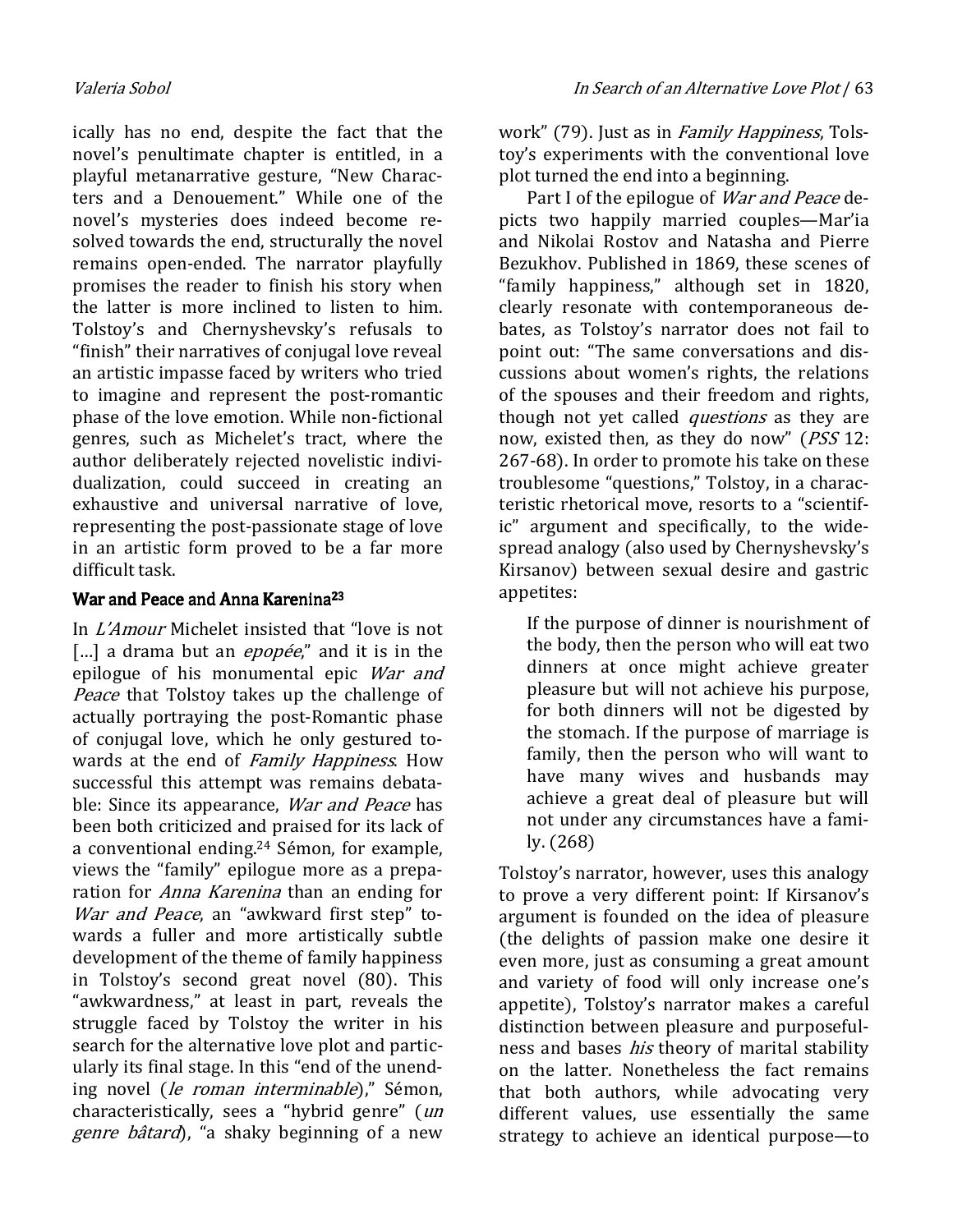ically has no end, despite the fact that the novel's penultimate chapter is entitled, in a playful metanarrative gesture, "New Characters and a Denouement." While one of the novel's mysteries does indeed become resolved towards the end, structurally the novel remains open-ended. The narrator playfully promises the reader to finish his story when the latter is more inclined to listen to him. Tolstoy's and Chernyshevsky's refusals to "finish" their narratives of conjugal love reveal an artistic impasse faced by writers who tried to imagine and represent the post-romantic phase of the love emotion. While non-fictional genres, such as Michelet's tract, where the author deliberately rejected novelistic individualization, could succeed in creating an exhaustive and universal narrative of love, representing the post-passionate stage of love in an artistic form proved to be a far more difficult task.

## War and Peace and Anna Karenina[23]

In *L'Amour* Michelet insisted that "love is not […] a drama but an *epopée*," and it is in the epilogue of his monumental epic *War and Peace* that Tolstoy takes up the challenge of actually portraying the post-Romantic phase of conjugal love, which he only gestured towards at the end of *Family Happiness*. How successful this attempt was remains debatable: Since its appearance, *War and Peace* has been both criticized and praised for its lack of a conventional ending.[24] Sémon, for example, views the "family" epilogue more as a preparation for *Anna Karenina* than an ending for *War and Peace*, an "awkward first step" towards a fuller and more artistically subtle development of the theme of family happiness in Tolstoy's second great novel (80). This "awkwardness," at least in part, reveals the struggle faced by Tolstoy the writer in his search for the alternative love plot and particularly its final stage. In this "end of the unending novel (*le roman interminable*)," Sémon, characteristically, sees a "hybrid genre" (*un genre bâtard*), "a shaky beginning of a new work" (79). Just as in *Family Happiness*, Tolstoy's experiments with the conventional love plot turned the end into a beginning.

Part I of the epilogue of *War and Peace* depicts two happily married couples—Mar'ia and Nikolai Rostov and Natasha and Pierre Bezukhov. Published in 1869, these scenes of "family happiness," although set in 1820, clearly resonate with contemporaneous debates, as Tolstoy's narrator does not fail to point out: "The same conversations and discussions about women's rights, the relations of the spouses and their freedom and rights, though not yet called *questions* as they are now, existed then, as they do now" (*PSS* 12: 267-68). In order to promote his take on these troublesome "questions," Tolstoy, in a characteristic rhetorical move, resorts to a "scientific" argument and specifically, to the widespread analogy (also used by Chernyshevsky's Kirsanov) between sexual desire and gastric appetites:

> If the purpose of dinner is nourishment of the body, then the person who will eat two dinners at once might achieve greater pleasure but will not achieve his purpose, for both dinners will not be digested by the stomach. If the purpose of marriage is family, then the person who will want to have many wives and husbands may achieve a great deal of pleasure but will not under any circumstances have a family. (268)

Tolstoy's narrator, however, uses this analogy to prove a very different point: If Kirsanov's argument is founded on the idea of pleasure (the delights of passion make one desire it even more, just as consuming a great amount and variety of food will only increase one's appetite), Tolstoy's narrator makes a careful distinction between pleasure and purposefulness and bases *his* theory of marital stability on the latter. Nonetheless the fact remains that both authors, while advocating very different values, use essentially the same strategy to achieve an identical purpose—to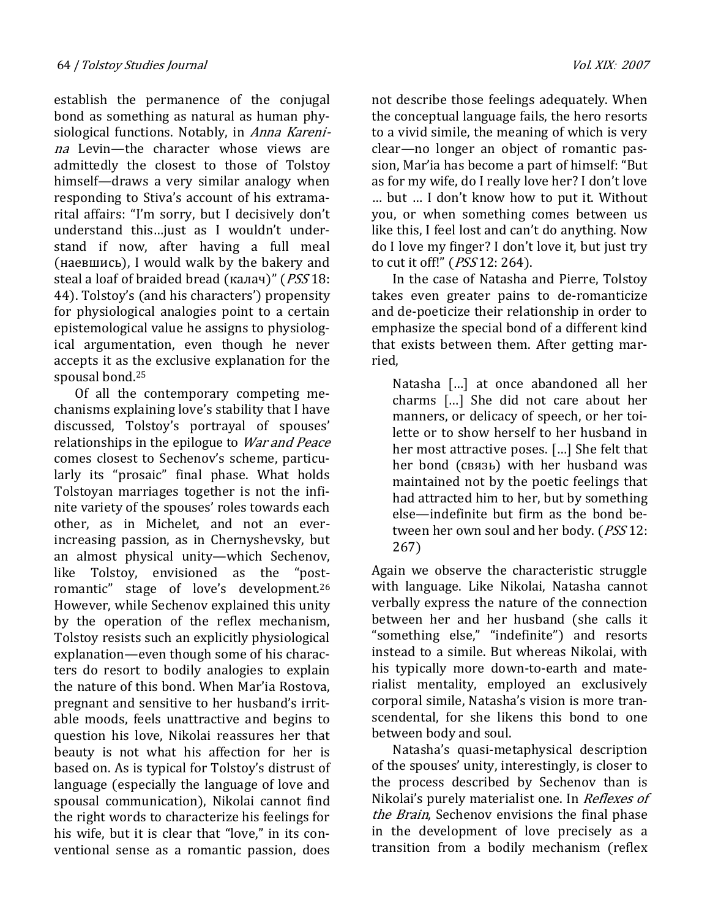establish the permanence of the conjugal bond as something as natural as human physiological functions. Notably, in *Anna Karenina* Levin—the character whose views are admittedly the closest to those of Tolstoy himself—draws a very similar analogy when responding to Stiva's account of his extramarital affairs: "I'm sorry, but I decisively don't understand this…just as I wouldn't understand if now, after having a full meal (наевшись), I would walk by the bakery and steal a loaf of braided bread (калач)" (*PSS* 18: 44). Tolstoy's (and his characters') propensity for physiological analogies point to a certain epistemological value he assigns to physiological argumentation, even though he never accepts it as the exclusive explanation for the spousal bond.[25]

Of all the contemporary competing mechanisms explaining love's stability that I have discussed, Tolstoy's portrayal of spouses' relationships in the epilogue to *War and Peace* comes closest to Sechenov's scheme, particularly its "prosaic" final phase. What holds Tolstoyan marriages together is not the infinite variety of the spouses' roles towards each other, as in Michelet, and not an ever-increasing passion, as in Chernyshevsky, but an almost physical unity—which Sechenov, like Tolstoy, envisioned as the "post-romantic" stage of love's development.[26] However, while Sechenov explained this unity by the operation of the reflex mechanism, Tolstoy resists such an explicitly physiological explanation—even though some of his characters do resort to bodily analogies to explain the nature of this bond. When Mar'ia Rostova, pregnant and sensitive to her husband's irritable moods, feels unattractive and begins to question his love, Nikolai reassures her that beauty is not what his affection for her is based on. As is typical for Tolstoy's distrust of language (especially the language of love and spousal communication), Nikolai cannot find the right words to characterize his feelings for his wife, but it is clear that "love," in its conventional sense as a romantic passion, does not describe those feelings adequately. When the conceptual language fails, the hero resorts to a vivid simile, the meaning of which is very clear—no longer an object of romantic passion, Mar'ia has become a part of himself: "But as for my wife, do I really love her? I don't love … but … I don't know how to put it. Without you, or when something comes between us like this, I feel lost and can't do anything. Now do I love my finger? I don't love it, but just try to cut it off!" (*PSS* 12: 264).

In the case of Natasha and Pierre, Tolstoy takes even greater pains to de-romanticize and de-poeticize their relationship in order to emphasize the special bond of a different kind that exists between them. After getting married,

> Natasha […] at once abandoned all her charms […] She did not care about her manners, or delicacy of speech, or her toilette or to show herself to her husband in her most attractive poses. […] She felt that her bond (связь) with her husband was maintained not by the poetic feelings that had attracted him to her, but by something else—indefinite but firm as the bond between her own soul and her body. (*PSS* 12: 267)

Again we observe the characteristic struggle with language. Like Nikolai, Natasha cannot verbally express the nature of the connection between her and her husband (she calls it "something else," "indefinite") and resorts instead to a simile. But whereas Nikolai, with his typically more down-to-earth and materialist mentality, employed an exclusively corporal simile, Natasha's vision is more transcendental, for she likens this bond to one between body and soul.

Natasha's quasi-metaphysical description of the spouses' unity, interestingly, is closer to the process described by Sechenov than is Nikolai's purely materialist one. In *Reflexes of the Brain*, Sechenov envisions the final phase in the development of love precisely as a transition from a bodily mechanism (reflex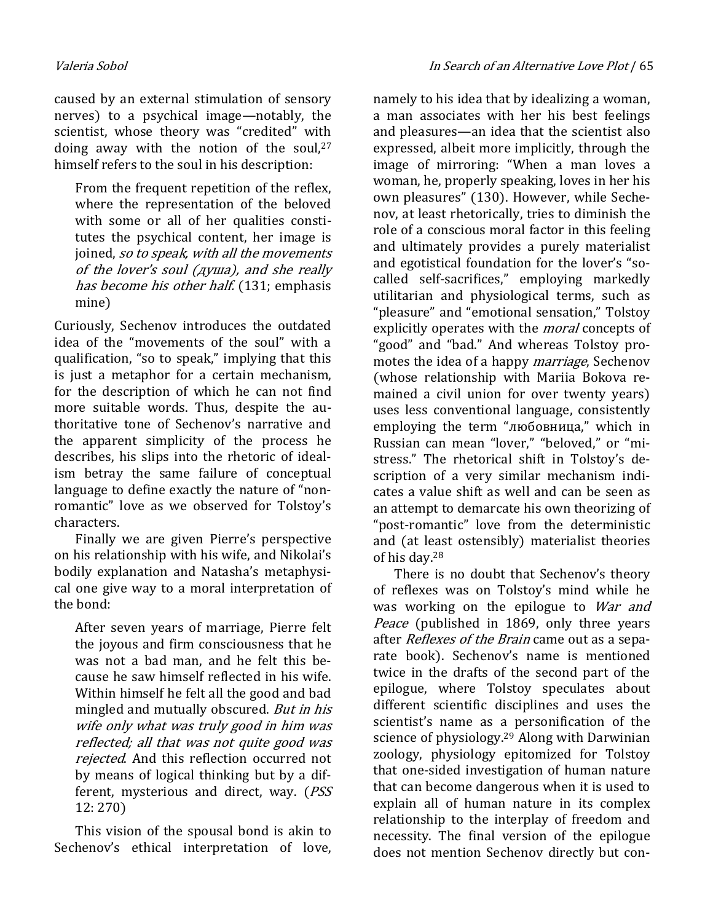caused by an external stimulation of sensory nerves) to a psychical image—notably, the scientist, whose theory was "credited" with doing away with the notion of the soul,[27] himself refers to the soul in his description:

> From the frequent repetition of the reflex, where the representation of the beloved with some or all of her qualities constitutes the psychical content, her image is joined, *so to speak, with all the movements of the lover's soul (душа), and she really has become his other half.* (131; emphasis mine)

Curiously, Sechenov introduces the outdated idea of the "movements of the soul" with a qualification, "so to speak," implying that this is just a metaphor for a certain mechanism, for the description of which he can not find more suitable words. Thus, despite the authoritative tone of Sechenov's narrative and the apparent simplicity of the process he describes, his slips into the rhetoric of idealism betray the same failure of conceptual language to define exactly the nature of "non-romantic" love as we observed for Tolstoy's characters.

Finally we are given Pierre's perspective on his relationship with his wife, and Nikolai's bodily explanation and Natasha's metaphysical one give way to a moral interpretation of the bond:

> After seven years of marriage, Pierre felt the joyous and firm consciousness that he was not a bad man, and he felt this because he saw himself reflected in his wife. Within himself he felt all the good and bad mingled and mutually obscured. *But in his wife only what was truly good in him was reflected; all that was not quite good was rejected*. And this reflection occurred not by means of logical thinking but by a different, mysterious and direct, way. (*PSS* 12: 270)

This vision of the spousal bond is akin to Sechenov's ethical interpretation of love, namely to his idea that by idealizing a woman, a man associates with her his best feelings and pleasures—an idea that the scientist also expressed, albeit more implicitly, through the image of mirroring: "When a man loves a woman, he, properly speaking, loves in her his own pleasures" (130). However, while Sechenov, at least rhetorically, tries to diminish the role of a conscious moral factor in this feeling and ultimately provides a purely materialist and egotistical foundation for the lover's "so-called self-sacrifices," employing markedly utilitarian and physiological terms, such as "pleasure" and "emotional sensation," Tolstoy explicitly operates with the *moral* concepts of "good" and "bad." And whereas Tolstoy promotes the idea of a happy *marriage*, Sechenov (whose relationship with Mariia Bokova remained a civil union for over twenty years) uses less conventional language, consistently employing the term "любовница," which in Russian can mean "lover," "beloved," or "mistress." The rhetorical shift in Tolstoy's description of a very similar mechanism indicates a value shift as well and can be seen as an attempt to demarcate his own theorizing of "post-romantic" love from the deterministic and (at least ostensibly) materialist theories of his day.[28]

There is no doubt that Sechenov's theory of reflexes was on Tolstoy's mind while he was working on the epilogue to *War and Peace* (published in 1869, only three years after *Reflexes of the Brain* came out as a separate book). Sechenov's name is mentioned twice in the drafts of the second part of the epilogue, where Tolstoy speculates about different scientific disciplines and uses the scientist's name as a personification of the science of physiology.[29] Along with Darwinian zoology, physiology epitomized for Tolstoy that one-sided investigation of human nature that can become dangerous when it is used to explain all of human nature in its complex relationship to the interplay of freedom and necessity. The final version of the epilogue does not mention Sechenov directly but con-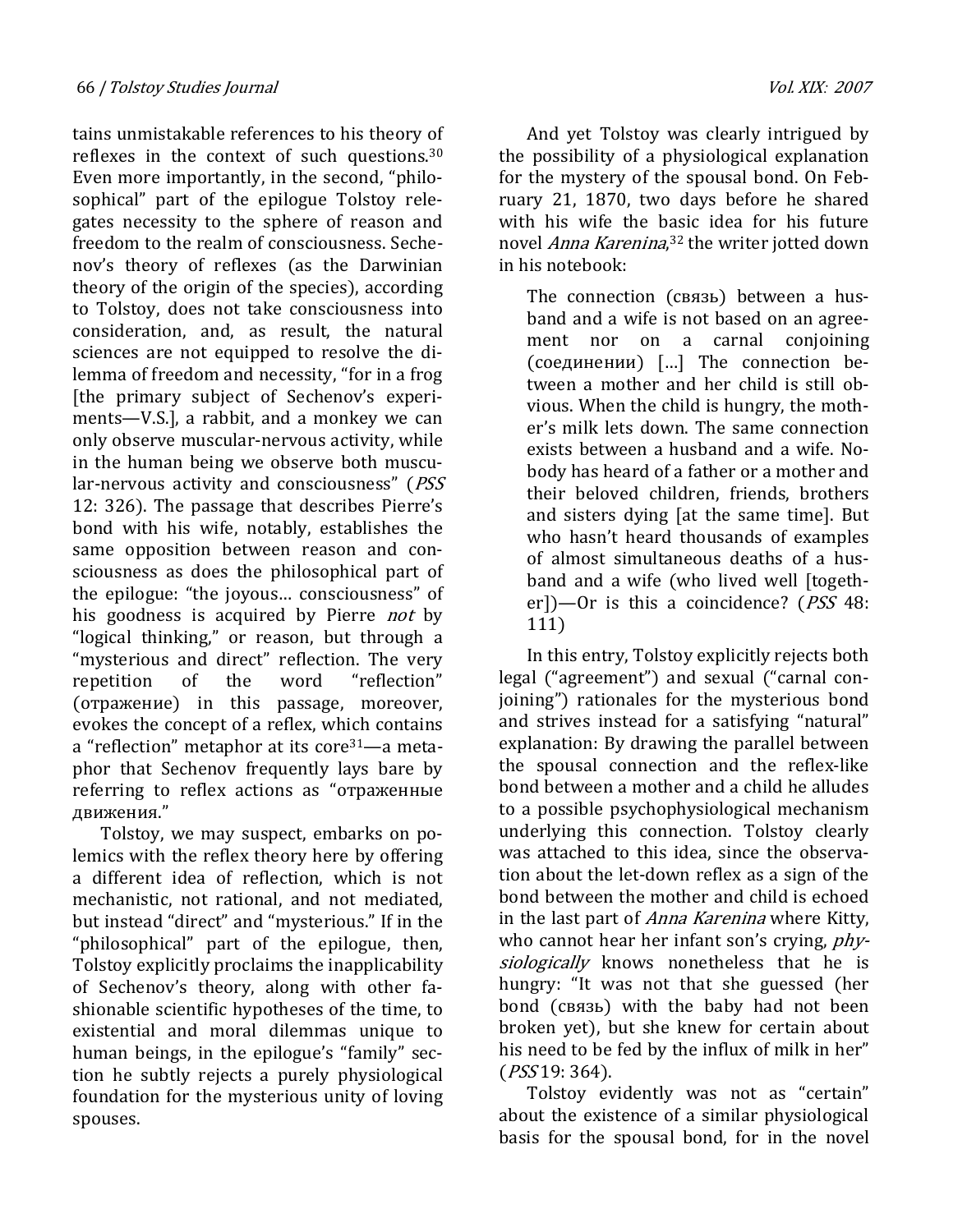tains unmistakable references to his theory of reflexes in the context of such questions.[30] Even more importantly, in the second, "philosophical" part of the epilogue Tolstoy relegates necessity to the sphere of reason and freedom to the realm of consciousness. Sechenov's theory of reflexes (as the Darwinian theory of the origin of the species), according to Tolstoy, does not take consciousness into consideration, and, as result, the natural sciences are not equipped to resolve the dilemma of freedom and necessity, "for in a frog [the primary subject of Sechenov's experiments—V.S.], a rabbit, and a monkey we can only observe muscular-nervous activity, while in the human being we observe both muscular-nervous activity and consciousness" (*PSS* 12: 326). The passage that describes Pierre's bond with his wife, notably, establishes the same opposition between reason and consciousness as does the philosophical part of the epilogue: "the joyous… consciousness" of his goodness is acquired by Pierre *not* by "logical thinking," or reason, but through a "mysterious and direct" reflection. The very repetition of the word "reflection" (отражение) in this passage, moreover, evokes the concept of a reflex, which contains a "reflection" metaphor at its core[31]—a metaphor that Sechenov frequently lays bare by referring to reflex actions as "отраженные движения."

Tolstoy, we may suspect, embarks on polemics with the reflex theory here by offering a different idea of reflection, which is not mechanistic, not rational, and not mediated, but instead "direct" and "mysterious." If in the "philosophical" part of the epilogue, then, Tolstoy explicitly proclaims the inapplicability of Sechenov's theory, along with other fashionable scientific hypotheses of the time, to existential and moral dilemmas unique to human beings, in the epilogue's "family" section he subtly rejects a purely physiological foundation for the mysterious unity of loving spouses.

And yet Tolstoy was clearly intrigued by the possibility of a physiological explanation for the mystery of the spousal bond. On February 21, 1870, two days before he shared with his wife the basic idea for his future novel *Anna Karenina*,[32] the writer jotted down in his notebook:

> The connection (связь) between a husband and a wife is not based on an agreement nor on a carnal conjoining (соединении) […] The connection between a mother and her child is still obvious. When the child is hungry, the mother's milk lets down. The same connection exists between a husband and a wife. Nobody has heard of a father or a mother and their beloved children, friends, brothers and sisters dying [at the same time]. But who hasn't heard thousands of examples of almost simultaneous deaths of a husband and a wife (who lived well [together])—Or is this a coincidence? (*PSS* 48: 111)

In this entry, Tolstoy explicitly rejects both legal ("agreement") and sexual ("carnal conjoining") rationales for the mysterious bond and strives instead for a satisfying "natural" explanation: By drawing the parallel between the spousal connection and the reflex-like bond between a mother and a child he alludes to a possible psychophysiological mechanism underlying this connection. Tolstoy clearly was attached to this idea, since the observation about the let-down reflex as a sign of the bond between the mother and child is echoed in the last part of *Anna Karenina* where Kitty, who cannot hear her infant son's crying, *physiologically* knows nonetheless that he is hungry: "It was not that she guessed (her bond (связь) with the baby had not been broken yet), but she knew for certain about his need to be fed by the influx of milk in her" (*PSS* 19: 364).

Tolstoy evidently was not as "certain" about the existence of a similar physiological basis for the spousal bond, for in the novel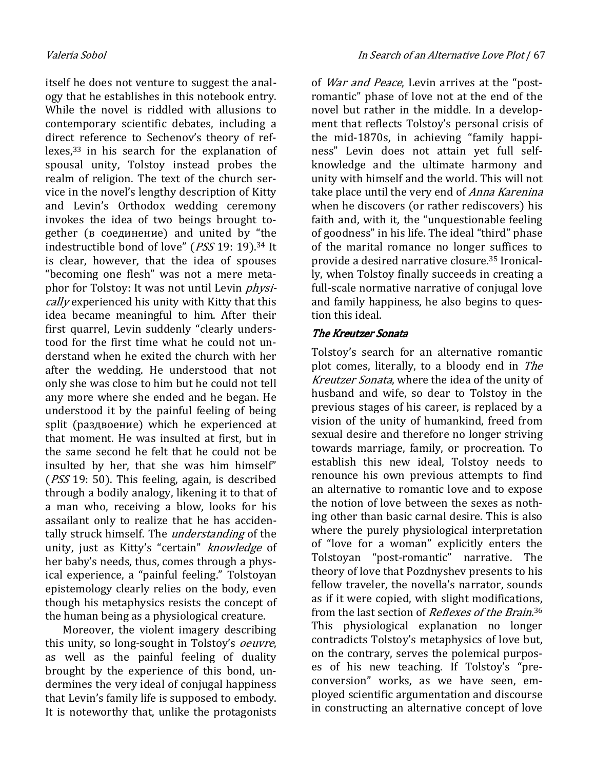itself he does not venture to suggest the analogy that he establishes in this notebook entry. While the novel is riddled with allusions to contemporary scientific debates, including a direct reference to Sechenov's theory of reflexes,[33] in his search for the explanation of spousal unity, Tolstoy instead probes the realm of religion. The text of the church service in the novel's lengthy description of Kitty and Levin's Orthodox wedding ceremony invokes the idea of two beings brought together (в соединение) and united by "the indestructible bond of love" (*PSS* 19: 19).[34] It is clear, however, that the idea of spouses "becoming one flesh" was not a mere metaphor for Tolstoy: It was not until Levin *physically* experienced his unity with Kitty that this idea became meaningful to him. After their first quarrel, Levin suddenly "clearly understood for the first time what he could not understand when he exited the church with her after the wedding. He understood that not only she was close to him but he could not tell any more where she ended and he began. He understood it by the painful feeling of being split (раздвоение) which he experienced at that moment. He was insulted at first, but in the same second he felt that he could not be insulted by her, that she was him himself" (*PSS* 19: 50). This feeling, again, is described through a bodily analogy, likening it to that of a man who, receiving a blow, looks for his assailant only to realize that he has accidentally struck himself. The *understanding* of the unity, just as Kitty's "certain" *knowledge* of her baby's needs, thus, comes through a physical experience, a "painful feeling." Tolstoyan epistemology clearly relies on the body, even though his metaphysics resists the concept of the human being as a physiological creature.

Moreover, the violent imagery describing this unity, so long-sought in Tolstoy's *oeuvre*, as well as the painful feeling of duality brought by the experience of this bond, undermines the very ideal of conjugal happiness that Levin's family life is supposed to embody. It is noteworthy that, unlike the protagonists of *War and Peace*, Levin arrives at the "post-romantic" phase of love not at the end of the novel but rather in the middle. In a development that reflects Tolstoy's personal crisis of the mid-1870s, in achieving "family happiness" Levin does not attain yet full self-knowledge and the ultimate harmony and unity with himself and the world. This will not take place until the very end of *Anna Karenina* when he discovers (or rather rediscovers) his faith and, with it, the "unquestionable feeling of goodness" in his life. The ideal "third" phase of the marital romance no longer suffices to provide a desired narrative closure.[35] Ironically, when Tolstoy finally succeeds in creating a full-scale normative narrative of conjugal love and family happiness, he also begins to question this ideal.

## *The Kreutzer Sonata*

Tolstoy's search for an alternative romantic plot comes, literally, to a bloody end in *The Kreutzer Sonata*, where the idea of the unity of husband and wife, so dear to Tolstoy in the previous stages of his career, is replaced by a vision of the unity of humankind, freed from sexual desire and therefore no longer striving towards marriage, family, or procreation. To establish this new ideal, Tolstoy needs to renounce his own previous attempts to find an alternative to romantic love and to expose the notion of love between the sexes as nothing other than basic carnal desire. This is also where the purely physiological interpretation of "love for a woman" explicitly enters the Tolstoyan "post-romantic" narrative. The theory of love that Pozdnyshev presents to his fellow traveler, the novella's narrator, sounds as if it were copied, with slight modifications, from the last section of *Reflexes of the Brain*.[36] This physiological explanation no longer contradicts Tolstoy's metaphysics of love but, on the contrary, serves the polemical purposes of his new teaching. If Tolstoy's "pre-conversion" works, as we have seen, employed scientific argumentation and discourse in constructing an alternative concept of love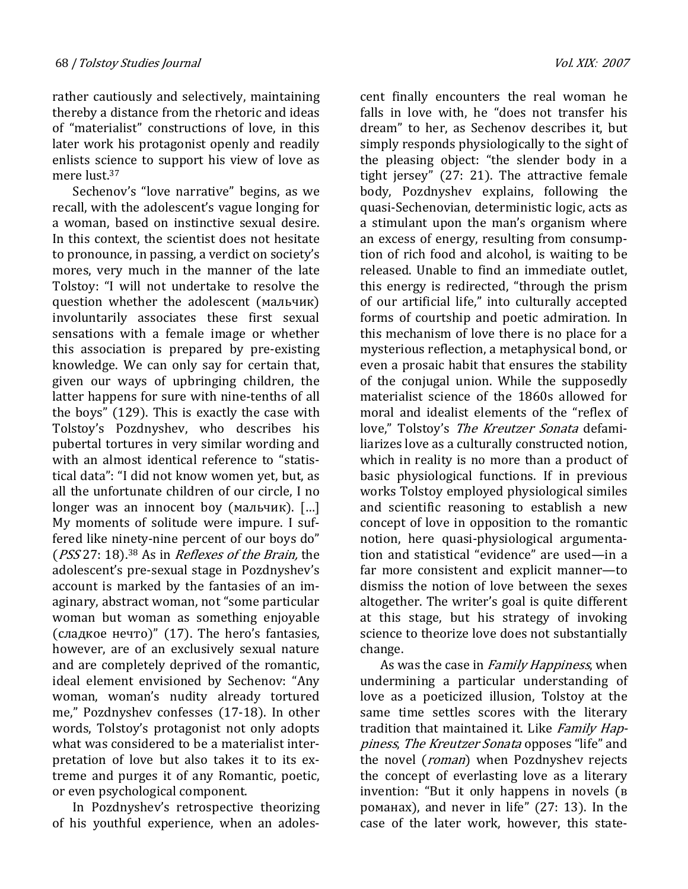rather cautiously and selectively, maintaining thereby a distance from the rhetoric and ideas of "materialist" constructions of love, in this later work his protagonist openly and readily enlists science to support his view of love as mere lust.[37]

Sechenov's "love narrative" begins, as we recall, with the adolescent's vague longing for a woman, based on instinctive sexual desire. In this context, the scientist does not hesitate to pronounce, in passing, a verdict on society's mores, very much in the manner of the late Tolstoy: "I will not undertake to resolve the question whether the adolescent (мальчик) involuntarily associates these first sexual sensations with a female image or whether this association is prepared by pre-existing knowledge. We can only say for certain that, given our ways of upbringing children, the latter happens for sure with nine-tenths of all the boys" (129). This is exactly the case with Tolstoy's Pozdnyshev, who describes his pubertal tortures in very similar wording and with an almost identical reference to "statistical data": "I did not know women yet, but, as all the unfortunate children of our circle, I no longer was an innocent boy (мальчик). [...] My moments of solitude were impure. I suffered like ninety-nine percent of our boys do" (*PSS* 27: 18).[38] As in *Reflexes of the Brain,* the adolescent's pre-sexual stage in Pozdnyshev's account is marked by the fantasies of an imaginary, abstract woman, not "some particular woman but woman as something enjoyable (сладкое нечто)" (17). The hero's fantasies, however, are of an exclusively sexual nature and are completely deprived of the romantic, ideal element envisioned by Sechenov: "Any woman, woman's nudity already tortured me," Pozdnyshev confesses (17-18). In other words, Tolstoy's protagonist not only adopts what was considered to be a materialist interpretation of love but also takes it to its extreme and purges it of any Romantic, poetic, or even psychological component.

In Pozdnyshev's retrospective theorizing of his youthful experience, when an adolescent finally encounters the real woman he falls in love with, he "does not transfer his dream" to her, as Sechenov describes it, but simply responds physiologically to the sight of the pleasing object: "the slender body in a tight jersey" (27: 21). The attractive female body, Pozdnyshev explains, following the quasi-Sechenovian, deterministic logic, acts as a stimulant upon the man's organism where an excess of energy, resulting from consumption of rich food and alcohol, is waiting to be released. Unable to find an immediate outlet, this energy is redirected, "through the prism of our artificial life," into culturally accepted forms of courtship and poetic admiration. In this mechanism of love there is no place for a mysterious reflection, a metaphysical bond, or even a prosaic habit that ensures the stability of the conjugal union. While the supposedly materialist science of the 1860s allowed for moral and idealist elements of the "reflex of love," Tolstoy's *The Kreutzer Sonata* defamiliarizes love as a culturally constructed notion, which in reality is no more than a product of basic physiological functions. If in previous works Tolstoy employed physiological similes and scientific reasoning to establish a new concept of love in opposition to the romantic notion, here quasi-physiological argumentation and statistical "evidence" are used—in a far more consistent and explicit manner—to dismiss the notion of love between the sexes altogether. The writer's goal is quite different at this stage, but his strategy of invoking science to theorize love does not substantially change.

As was the case in *Family Happiness*, when undermining a particular understanding of love as a poeticized illusion, Tolstoy at the same time settles scores with the literary tradition that maintained it. Like *Family Happiness*, *The Kreutzer Sonata* opposes "life" and the novel (*roman*) when Pozdnyshev rejects the concept of everlasting love as a literary invention: "But it only happens in novels (в романах), and never in life" (27: 13). In the case of the later work, however, this state-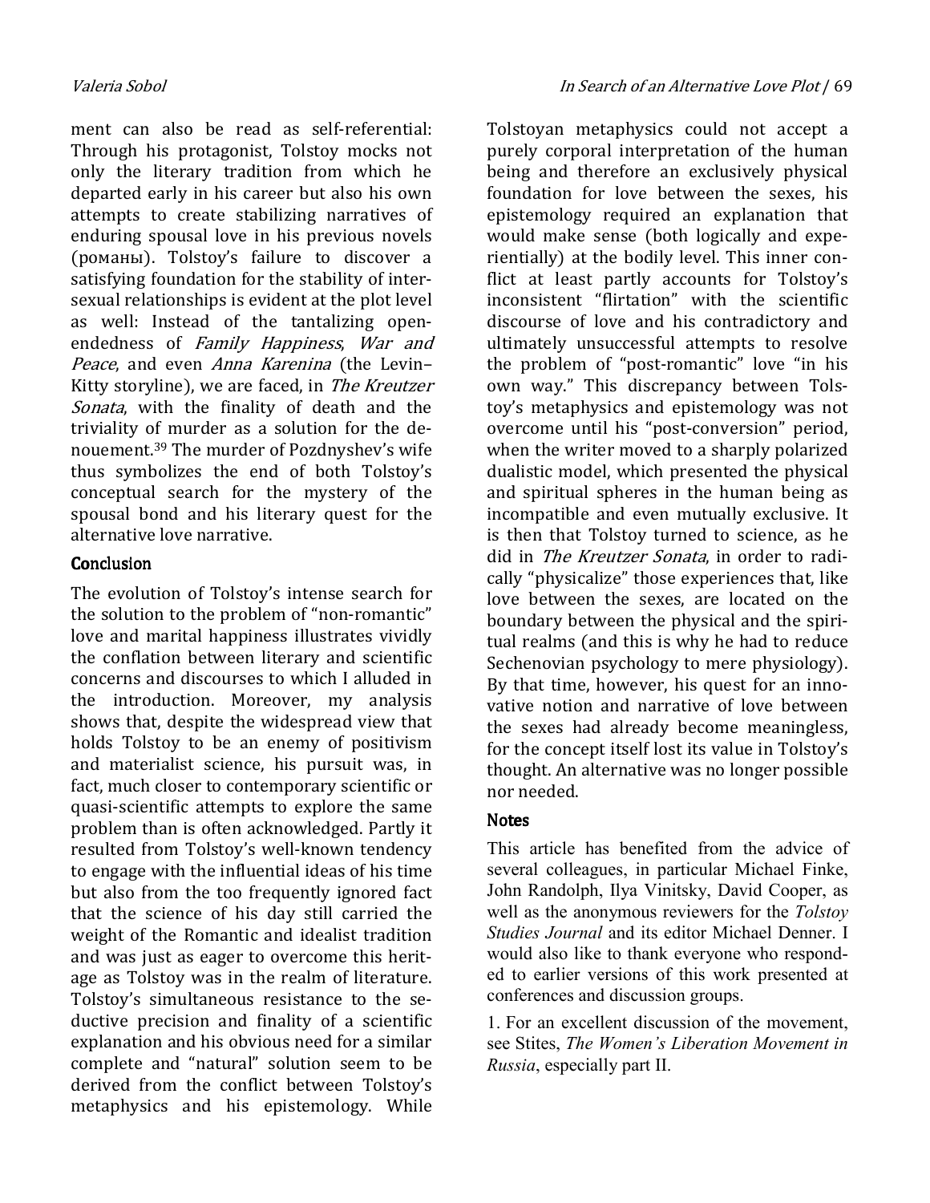ment can also be read as self-referential: Through his protagonist, Tolstoy mocks not only the literary tradition from which he departed early in his career but also his own attempts to create stabilizing narratives of enduring spousal love in his previous novels (романы). Tolstoy's failure to discover a satisfying foundation for the stability of intersexual relationships is evident at the plot level as well: Instead of the tantalizing open-endedness of *Family Happiness*, *War and Peace*, and even *Anna Karenina* (the Levin–Kitty storyline), we are faced, in *The Kreutzer Sonata*, with the finality of death and the triviality of murder as a solution for the denouement.[39] The murder of Pozdnyshev's wife thus symbolizes the end of both Tolstoy's conceptual search for the mystery of the spousal bond and his literary quest for the alternative love narrative.

## Conclusion

The evolution of Tolstoy's intense search for the solution to the problem of "non-romantic" love and marital happiness illustrates vividly the conflation between literary and scientific concerns and discourses to which I alluded in the introduction. Moreover, my analysis shows that, despite the widespread view that holds Tolstoy to be an enemy of positivism and materialist science, his pursuit was, in fact, much closer to contemporary scientific or quasi-scientific attempts to explore the same problem than is often acknowledged. Partly it resulted from Tolstoy's well-known tendency to engage with the influential ideas of his time but also from the too frequently ignored fact that the science of his day still carried the weight of the Romantic and idealist tradition and was just as eager to overcome this heritage as Tolstoy was in the realm of literature. Tolstoy's simultaneous resistance to the seductive precision and finality of a scientific explanation and his obvious need for a similar complete and "natural" solution seem to be derived from the conflict between Tolstoy's metaphysics and his epistemology. While Tolstoyan metaphysics could not accept a purely corporal interpretation of the human being and therefore an exclusively physical foundation for love between the sexes, his epistemology required an explanation that would make sense (both logically and experientially) at the bodily level. This inner conflict at least partly accounts for Tolstoy's inconsistent "flirtation" with the scientific discourse of love and his contradictory and ultimately unsuccessful attempts to resolve the problem of "post-romantic" love "in his own way." This discrepancy between Tolstoy's metaphysics and epistemology was not overcome until his "post-conversion" period, when the writer moved to a sharply polarized dualistic model, which presented the physical and spiritual spheres in the human being as incompatible and even mutually exclusive. It is then that Tolstoy turned to science, as he did in *The Kreutzer Sonata*, in order to radically "physicalize" those experiences that, like love between the sexes, are located on the boundary between the physical and the spiritual realms (and this is why he had to reduce Sechenovian psychology to mere physiology). By that time, however, his quest for an innovative notion and narrative of love between the sexes had already become meaningless, for the concept itself lost its value in Tolstoy's thought. An alternative was no longer possible nor needed.

## Notes

This article has benefited from the advice of several colleagues, in particular Michael Finke, John Randolph, Ilya Vinitsky, David Cooper, as well as the anonymous reviewers for the *Tolstoy Studies Journal* and its editor Michael Denner. I would also like to thank everyone who responded to earlier versions of this work presented at conferences and discussion groups.

1. For an excellent discussion of the movement, see Stites, *The Women's Liberation Movement in Russia*, especially part II.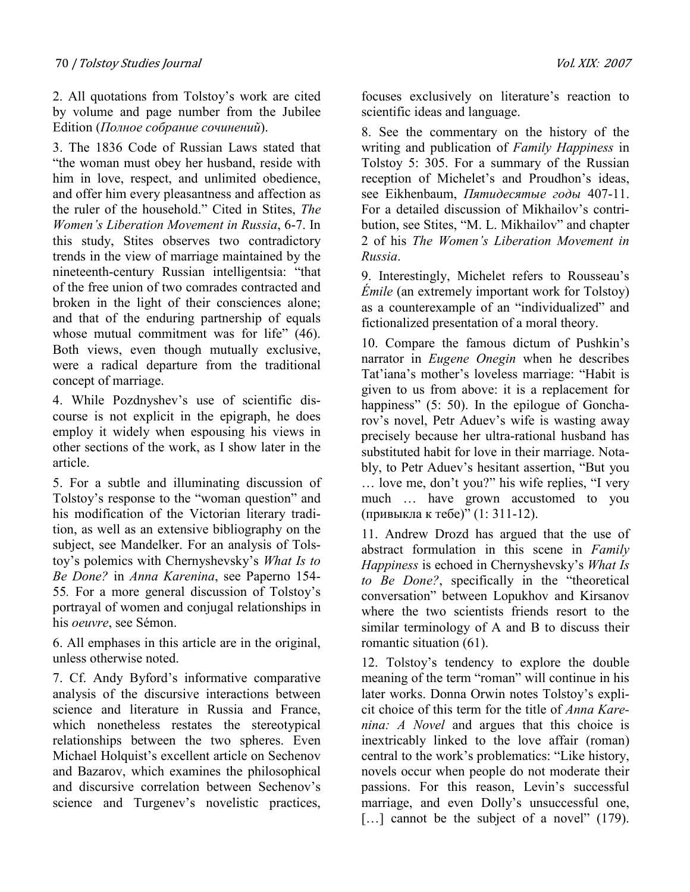2. All quotations from Tolstoy's work are cited by volume and page number from the Jubilee Edition (*Полное собрание сочинений*).

3. The 1836 Code of Russian Laws stated that "the woman must obey her husband, reside with him in love, respect, and unlimited obedience, and offer him every pleasantness and affection as the ruler of the household." Cited in Stites, *The Women's Liberation Movement in Russia*, 6-7. In this study, Stites observes two contradictory trends in the view of marriage maintained by the nineteenth-century Russian intelligentsia: "that of the free union of two comrades contracted and broken in the light of their consciences alone; and that of the enduring partnership of equals whose mutual commitment was for life" (46). Both views, even though mutually exclusive, were a radical departure from the traditional concept of marriage.

4. While Pozdnyshev's use of scientific discourse is not explicit in the epigraph, he does employ it widely when espousing his views in other sections of the work, as I show later in the article.

5. For a subtle and illuminating discussion of Tolstoy's response to the "woman question" and his modification of the Victorian literary tradition, as well as an extensive bibliography on the subject, see Mandelker. For an analysis of Tolstoy's polemics with Chernyshevsky's *What Is to Be Done?* in *Anna Karenina*, see Paperno 154-55. For a more general discussion of Tolstoy's portrayal of women and conjugal relationships in his *oeuvre*, see Sémon.

6. All emphases in this article are in the original, unless otherwise noted.

7. Cf. Andy Byford's informative comparative analysis of the discursive interactions between science and literature in Russia and France, which nonetheless restates the stereotypical relationships between the two spheres. Even Michael Holquist's excellent article on Sechenov and Bazarov, which examines the philosophical and discursive correlation between Sechenov's science and Turgenev's novelistic practices, focuses exclusively on literature's reaction to scientific ideas and language.

8. See the commentary on the history of the writing and publication of *Family Happiness* in Tolstoy 5: 305. For a summary of the Russian reception of Michelet's and Proudhon's ideas, see Eikhenbaum, *Пятидесятые годы* 407-11. For a detailed discussion of Mikhailov's contribution, see Stites, "M. L. Mikhailov" and chapter 2 of his *The Women's Liberation Movement in Russia*.

9. Interestingly, Michelet refers to Rousseau's *Émile* (an extremely important work for Tolstoy) as a counterexample of an "individualized" and fictionalized presentation of a moral theory.

10. Compare the famous dictum of Pushkin's narrator in *Eugene Onegin* when he describes Tat'iana's mother's loveless marriage: "Habit is given to us from above: it is a replacement for happiness" (5: 50). In the epilogue of Goncharov's novel, Petr Aduev's wife is wasting away precisely because her ultra-rational husband has substituted habit for love in their marriage. Notably, to Petr Aduev's hesitant assertion, "But you … love me, don't you?" his wife replies, "I very much … have grown accustomed to you (привыкла к тебе)" (1: 311-12).

11. Andrew Drozd has argued that the use of abstract formulation in this scene in *Family Happiness* is echoed in Chernyshevsky's *What Is to Be Done?*, specifically in the "theoretical conversation" between Lopukhov and Kirsanov where the two scientists friends resort to the similar terminology of A and B to discuss their romantic situation (61).

12. Tolstoy's tendency to explore the double meaning of the term "roman" will continue in his later works. Donna Orwin notes Tolstoy's explicit choice of this term for the title of *Anna Karenina: A Novel* and argues that this choice is inextricably linked to the love affair (roman) central to the work's problematics: "Like history, novels occur when people do not moderate their passions. For this reason, Levin's successful marriage, and even Dolly's unsuccessful one, […] cannot be the subject of a novel" (179).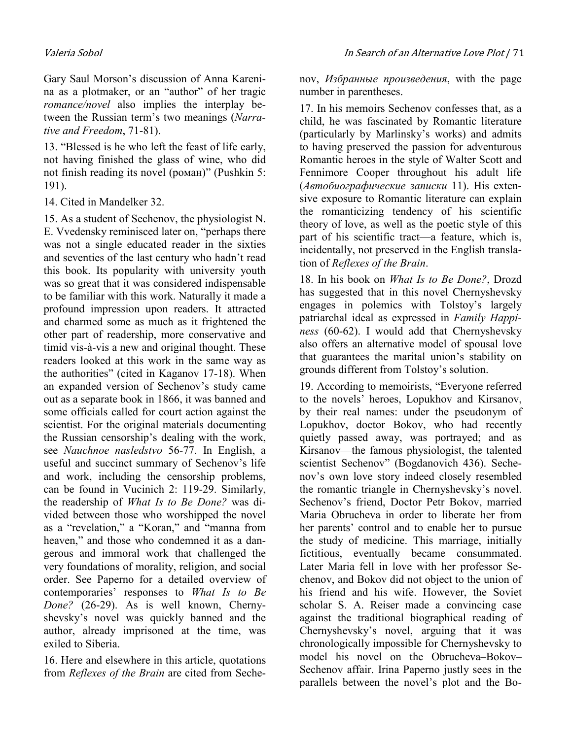Gary Saul Morson's discussion of Anna Karenina as a plotmaker, or an "author" of her tragic *romance/novel* also implies the interplay between the Russian term's two meanings (*Narrative and Freedom*, 71-81).

13. "Blessed is he who left the feast of life early, not having finished the glass of wine, who did not finish reading its novel (роман)" (Pushkin 5: 191).

14. Cited in Mandelker 32.

15. As a student of Sechenov, the physiologist N. E. Vvedensky reminisced later on, "perhaps there was not a single educated reader in the sixties and seventies of the last century who hadn't read this book. Its popularity with university youth was so great that it was considered indispensable to be familiar with this work. Naturally it made a profound impression upon readers. It attracted and charmed some as much as it frightened the other part of readership, more conservative and timid vis-à-vis a new and original thought. These readers looked at this work in the same way as the authorities" (cited in Kaganov 17-18). When an expanded version of Sechenov's study came out as a separate book in 1866, it was banned and some officials called for court action against the scientist. For the original materials documenting the Russian censorship's dealing with the work, see *Nauchnoe nasledstvo* 56-77. In English, a useful and succinct summary of Sechenov's life and work, including the censorship problems, can be found in Vucinich 2: 119-29. Similarly, the readership of *What Is to Be Done?* was divided between those who worshipped the novel as a "revelation," a "Koran," and "manna from heaven," and those who condemned it as a dangerous and immoral work that challenged the very foundations of morality, religion, and social order. See Paperno for a detailed overview of contemporaries' responses to *What Is to Be Done?* (26-29). As is well known, Chernyshevsky's novel was quickly banned and the author, already imprisoned at the time, was exiled to Siberia.

16. Here and elsewhere in this article, quotations from *Reflexes of the Brain* are cited from Sechenov, *Избранные произведения*, with the page number in parentheses.

17. In his memoirs Sechenov confesses that, as a child, he was fascinated by Romantic literature (particularly by Marlinsky's works) and admits to having preserved the passion for adventurous Romantic heroes in the style of Walter Scott and Fennimore Cooper throughout his adult life (*Автобиографические записки* 11). His extensive exposure to Romantic literature can explain the romanticizing tendency of his scientific theory of love, as well as the poetic style of this part of his scientific tract—a feature, which is, incidentally, not preserved in the English translation of *Reflexes of the Brain*.

18. In his book on *What Is to Be Done?*, Drozd has suggested that in this novel Chernyshevsky engages in polemics with Tolstoy's largely patriarchal ideal as expressed in *Family Happiness* (60-62). I would add that Chernyshevsky also offers an alternative model of spousal love that guarantees the marital union's stability on grounds different from Tolstoy's solution.

19. According to memoirists, "Everyone referred to the novels' heroes, Lopukhov and Kirsanov, by their real names: under the pseudonym of Lopukhov, doctor Bokov, who had recently quietly passed away, was portrayed; and as Kirsanov—the famous physiologist, the talented scientist Sechenov" (Bogdanovich 436). Sechenov's own love story indeed closely resembled the romantic triangle in Chernyshevsky's novel. Sechenov's friend, Doctor Petr Bokov, married Maria Obrucheva in order to liberate her from her parents' control and to enable her to pursue the study of medicine. This marriage, initially fictitious, eventually became consummated. Later Maria fell in love with her professor Sechenov, and Bokov did not object to the union of his friend and his wife. However, the Soviet scholar S. A. Reiser made a convincing case against the traditional biographical reading of Chernyshevsky's novel, arguing that it was chronologically impossible for Chernyshevsky to model his novel on the Obrucheva–Bokov–Sechenov affair. Irina Paperno justly sees in the parallels between the novel's plot and the Bo-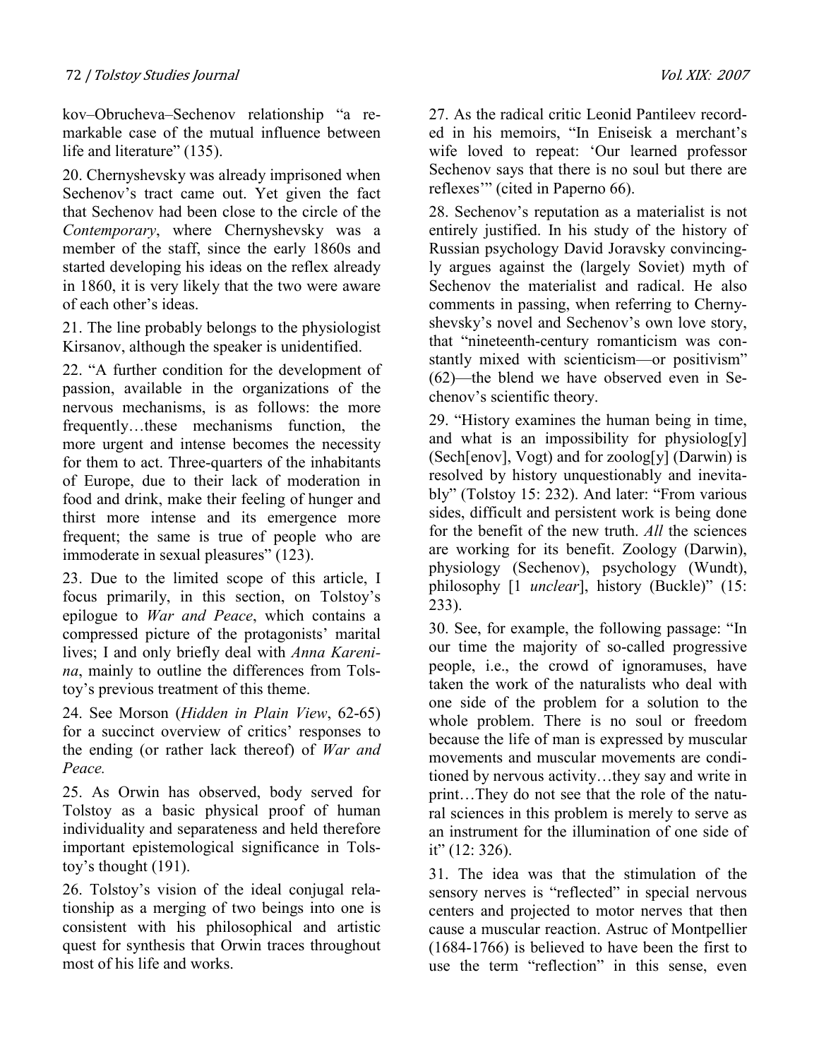kov–Obrucheva–Sechenov relationship "a remarkable case of the mutual influence between life and literature" (135).

20. Chernyshevsky was already imprisoned when Sechenov's tract came out. Yet given the fact that Sechenov had been close to the circle of the *Contemporary*, where Chernyshevsky was a member of the staff, since the early 1860s and started developing his ideas on the reflex already in 1860, it is very likely that the two were aware of each other's ideas.

21. The line probably belongs to the physiologist Kirsanov, although the speaker is unidentified.

22. "A further condition for the development of passion, available in the organizations of the nervous mechanisms, is as follows: the more frequently…these mechanisms function, the more urgent and intense becomes the necessity for them to act. Three-quarters of the inhabitants of Europe, due to their lack of moderation in food and drink, make their feeling of hunger and thirst more intense and its emergence more frequent; the same is true of people who are immoderate in sexual pleasures" (123).

23. Due to the limited scope of this article, I focus primarily, in this section, on Tolstoy's epilogue to *War and Peace*, which contains a compressed picture of the protagonists' marital lives; I and only briefly deal with *Anna Karenina*, mainly to outline the differences from Tolstoy's previous treatment of this theme.

24. See Morson (*Hidden in Plain View*, 62-65) for a succinct overview of critics' responses to the ending (or rather lack thereof) of *War and Peace.*

25. As Orwin has observed, body served for Tolstoy as a basic physical proof of human individuality and separateness and held therefore important epistemological significance in Tolstoy's thought (191).

26. Tolstoy's vision of the ideal conjugal relationship as a merging of two beings into one is consistent with his philosophical and artistic quest for synthesis that Orwin traces throughout most of his life and works.

27. As the radical critic Leonid Pantileev recorded in his memoirs, "In Eniseisk a merchant's wife loved to repeat: 'Our learned professor Sechenov says that there is no soul but there are reflexes'" (cited in Paperno 66).

28. Sechenov's reputation as a materialist is not entirely justified. In his study of the history of Russian psychology David Joravsky convincingly argues against the (largely Soviet) myth of Sechenov the materialist and radical. He also comments in passing, when referring to Chernyshevsky's novel and Sechenov's own love story, that "nineteenth-century romanticism was constantly mixed with scienticism—or positivism" (62)—the blend we have observed even in Sechenov's scientific theory.

29. "History examines the human being in time, and what is an impossibility for physiolog[y] (Sech[enov], Vogt) and for zoolog[y] (Darwin) is resolved by history unquestionably and inevitably" (Tolstoy 15: 232). And later: "From various sides, difficult and persistent work is being done for the benefit of the new truth. *All* the sciences are working for its benefit. Zoology (Darwin), physiology (Sechenov), psychology (Wundt), philosophy [1 *unclear*], history (Buckle)" (15: 233).

30. See, for example, the following passage: "In our time the majority of so-called progressive people, i.e., the crowd of ignoramuses, have taken the work of the naturalists who deal with one side of the problem for a solution to the whole problem. There is no soul or freedom because the life of man is expressed by muscular movements and muscular movements are conditioned by nervous activity…they say and write in print…They do not see that the role of the natural sciences in this problem is merely to serve as an instrument for the illumination of one side of it" (12: 326).

31. The idea was that the stimulation of the sensory nerves is "reflected" in special nervous centers and projected to motor nerves that then cause a muscular reaction. Astruc of Montpellier (1684-1766) is believed to have been the first to use the term "reflection" in this sense, even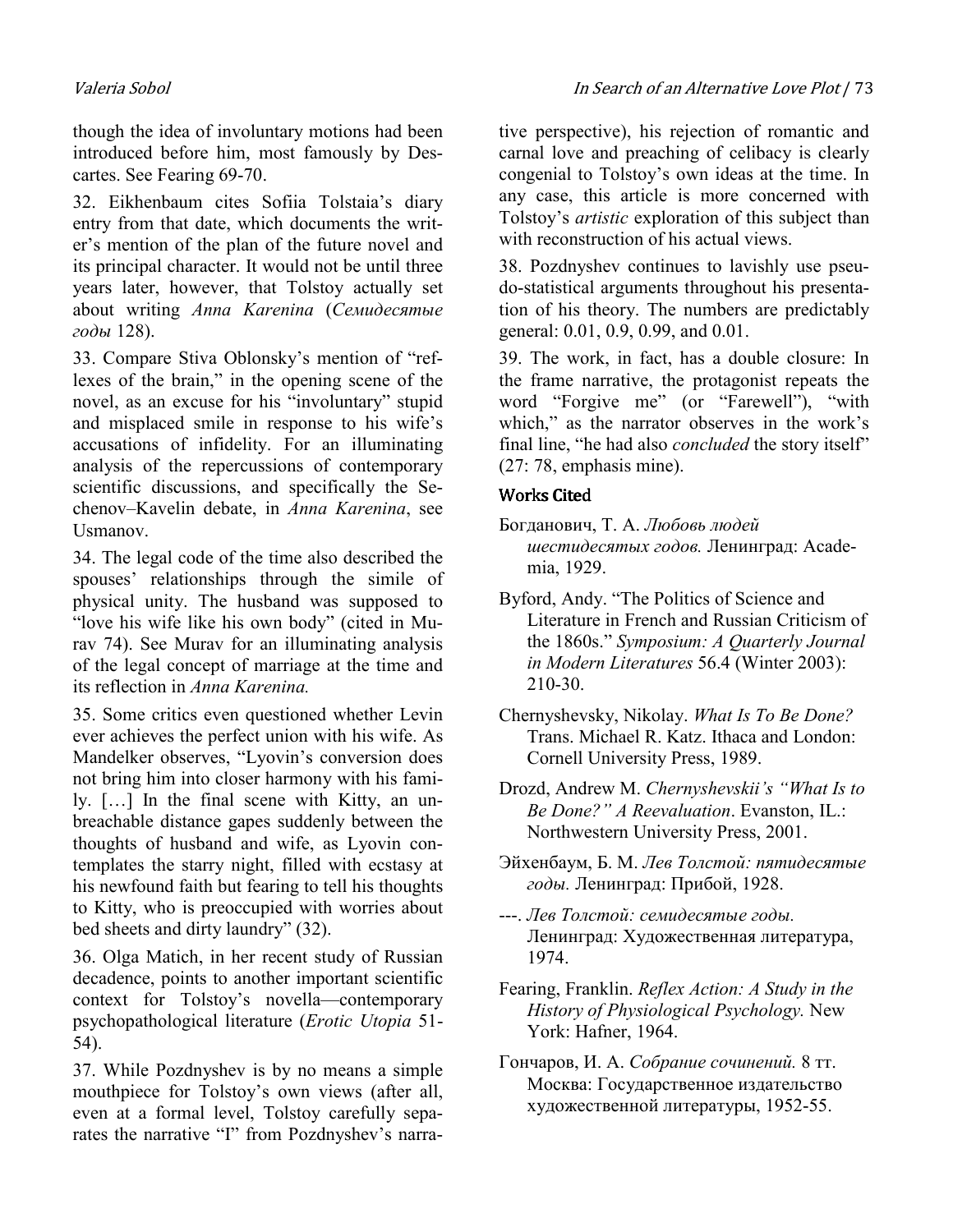though the idea of involuntary motions had been introduced before him, most famously by Descartes. See Fearing 69-70.

32. Eikhenbaum cites Sofiia Tolstaia's diary entry from that date, which documents the writer's mention of the plan of the future novel and its principal character. It would not be until three years later, however, that Tolstoy actually set about writing *Anna Karenina* (*Семидесятые годы* 128).

33. Compare Stiva Oblonsky's mention of "reflexes of the brain," in the opening scene of the novel, as an excuse for his "involuntary" stupid and misplaced smile in response to his wife's accusations of infidelity. For an illuminating analysis of the repercussions of contemporary scientific discussions, and specifically the Sechenov–Kavelin debate, in *Anna Karenina*, see Usmanov.

34. The legal code of the time also described the spouses' relationships through the simile of physical unity. The husband was supposed to "love his wife like his own body" (cited in Murav 74). See Murav for an illuminating analysis of the legal concept of marriage at the time and its reflection in *Anna Karenina.*

35. Some critics even questioned whether Levin ever achieves the perfect union with his wife. As Mandelker observes, "Lyovin's conversion does not bring him into closer harmony with his family. […] In the final scene with Kitty, an unbreachable distance gapes suddenly between the thoughts of husband and wife, as Lyovin contemplates the starry night, filled with ecstasy at his newfound faith but fearing to tell his thoughts to Kitty, who is preoccupied with worries about bed sheets and dirty laundry" (32).

36. Olga Matich, in her recent study of Russian decadence, points to another important scientific context for Tolstoy's novella—contemporary psychopathological literature (*Erotic Utopia* 51-54).

37. While Pozdnyshev is by no means a simple mouthpiece for Tolstoy's own views (after all, even at a formal level, Tolstoy carefully separates the narrative "I" from Pozdnyshev's narrative perspective), his rejection of romantic and carnal love and preaching of celibacy is clearly congenial to Tolstoy's own ideas at the time. In any case, this article is more concerned with Tolstoy's *artistic* exploration of this subject than with reconstruction of his actual views.

38. Pozdnyshev continues to lavishly use pseudo-statistical arguments throughout his presentation of his theory. The numbers are predictably general: 0.01, 0.9, 0.99, and 0.01.

39. The work, in fact, has a double closure: In the frame narrative, the protagonist repeats the word "Forgive me" (or "Farewell"), "with which," as the narrator observes in the work's final line, "he had also *concluded* the story itself" (27: 78, emphasis mine).

## Works Cited

Богданович, Т. А. *Любовь людей шестидесятых годов.* Ленинград: Academia, 1929.

Byford, Andy. "The Politics of Science and Literature in French and Russian Criticism of the 1860s." *Symposium: A Quarterly Journal in Modern Literatures* 56.4 (Winter 2003): 210-30.

Chernyshevsky, Nikolay. *What Is To Be Done?* Trans. Michael R. Katz. Ithaca and London: Cornell University Press, 1989.

Drozd, Andrew M. *Chernyshevskii's "What Is to Be Done?" A Reevaluation*. Evanston, IL.: Northwestern University Press, 2001.

Эйхенбаум, Б. М. *Лев Толстой: пятидесятые годы.* Ленинград: Прибой, 1928.

---. *Лев Толстой: семидесятые годы.* Ленинград: Художественная литература, 1974.

Fearing, Franklin. *Reflex Action: A Study in the History of Physiological Psychology.* New York: Hafner, 1964.

Гончаров, И. А. *Собрание сочинений.* 8 тт. Москва: Государственное издательство художественной литературы, 1952-55.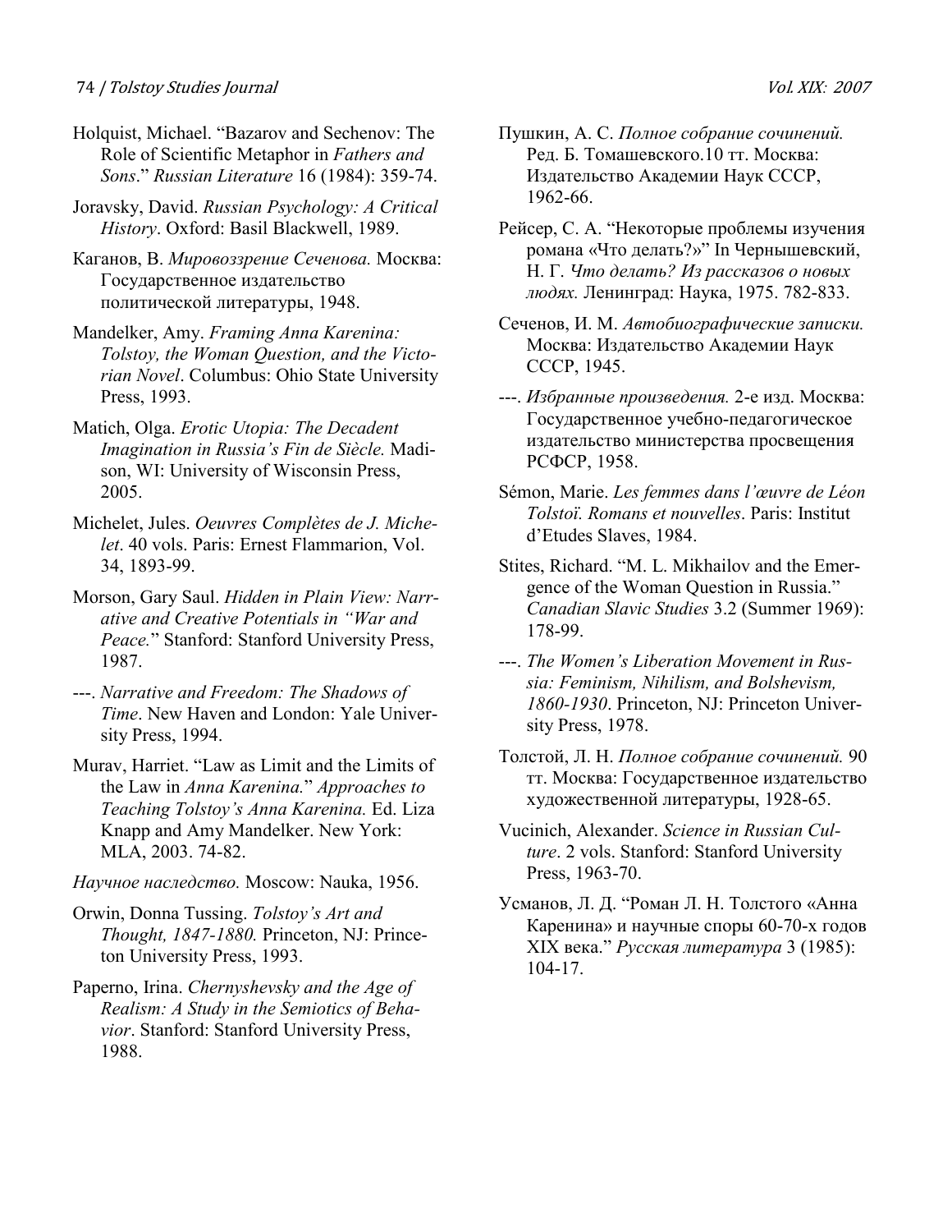Holquist, Michael. "Bazarov and Sechenov: The Role of Scientific Metaphor in *Fathers and Sons*." *Russian Literature* 16 (1984): 359-74.

Joravsky, David. *Russian Psychology: A Critical History*. Oxford: Basil Blackwell, 1989.

Каганов, В. *Мировоззрение Сеченова.* Москва: Государственное издательство политической литературы, 1948.

Mandelker, Amy. *Framing Anna Karenina: Tolstoy, the Woman Question, and the Victorian Novel*. Columbus: Ohio State University Press, 1993.

Matich, Olga. *Erotic Utopia: The Decadent Imagination in Russia's Fin de Siècle.* Madison, WI: University of Wisconsin Press, 2005.

Michelet, Jules. *Oeuvres Complètes de J. Michelet*. 40 vols. Paris: Ernest Flammarion, Vol. 34, 1893-99.

Morson, Gary Saul. *Hidden in Plain View: Narrative and Creative Potentials in "War and Peace."* Stanford: Stanford University Press, 1987.

---. *Narrative and Freedom: The Shadows of Time*. New Haven and London: Yale University Press, 1994.

Murav, Harriet. "Law as Limit and the Limits of the Law in *Anna Karenina.*" *Approaches to Teaching Tolstoy's Anna Karenina.* Ed. Liza Knapp and Amy Mandelker. New York: MLA, 2003. 74-82.

*Научное наследство.* Moscow: Nauka, 1956.

Orwin, Donna Tussing. *Tolstoy's Art and Thought, 1847-1880.* Princeton, NJ: Princeton University Press, 1993.

Paperno, Irina. *Chernyshevsky and the Age of Realism: A Study in the Semiotics of Behavior*. Stanford: Stanford University Press, 1988.

Пушкин, А. С. *Полное собрание сочинений.* Ред. Б. Томашевского.10 тт. Москва: Издательство Академии Наук СССР, 1962-66.

Рейсер, С. А. "Некоторые проблемы изучения романа «Что делать?»" In Чернышевский, Н. Г. *Что делать? Из рассказов о новых людях.* Ленинград: Наука, 1975. 782-833.

Сеченов, И. М. *Автобиографические записки.* Москва: Издательство Академии Наук СССР, 1945.

---. *Избранные произведения.* 2-е изд. Москва: Государственное учебно-педагогическое издательство министерства просвещения РСФСР, 1958.

Sémon, Marie. *Les femmes dans l'œuvre de Léon Tolstoï. Romans et nouvelles*. Paris: Institut d'Etudes Slaves, 1984.

Stites, Richard. "M. L. Mikhailov and the Emergence of the Woman Question in Russia." *Canadian Slavic Studies* 3.2 (Summer 1969): 178-99.

---. *The Women's Liberation Movement in Russia: Feminism, Nihilism, and Bolshevism, 1860-1930*. Princeton, NJ: Princeton University Press, 1978.

Толстой, Л. Н. *Полное собрание сочинений.* 90 тт. Москва: Государственное издательство художественной литературы, 1928-65.

Vucinich, Alexander. *Science in Russian Culture*. 2 vols. Stanford: Stanford University Press, 1963-70.

Усманов, Л. Д. "Роман Л. Н. Толстого «Анна Каренина» и научные споры 60-70-х годов XIX века." *Русская литература* 3 (1985): 104-17.